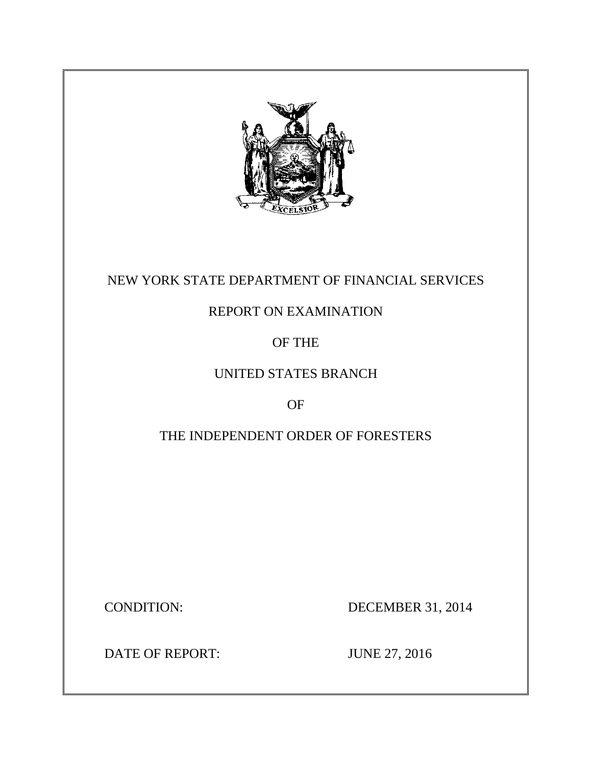NEW YORK STATE DEPARTMENT OF FINANCIAL SERVICES

REPORT ON EXAMINATION

OF THE

UNITED STATES BRANCH

OF

THE INDEPENDENT ORDER OF FORESTERS

CONDITION: DECEMBER 31, 2014

DATE OF REPORT: JUNE 27, 2016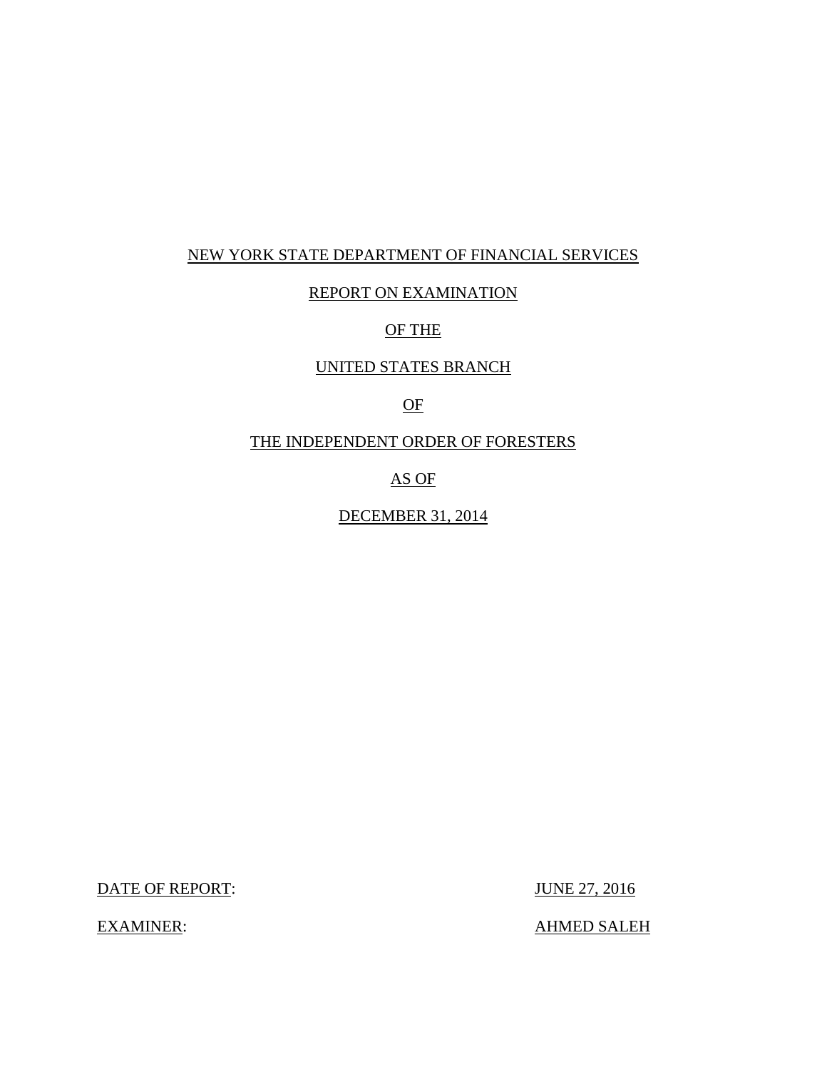NEW YORK STATE DEPARTMENT OF FINANCIAL SERVICES

REPORT ON EXAMINATION

OF THE

UNITED STATES BRANCH

OF

THE INDEPENDENT ORDER OF FORESTERS

AS OF

DECEMBER 31, 2014

DATE OF REPORT: JUNE 27, 2016

EXAMINER: AHMED SALEH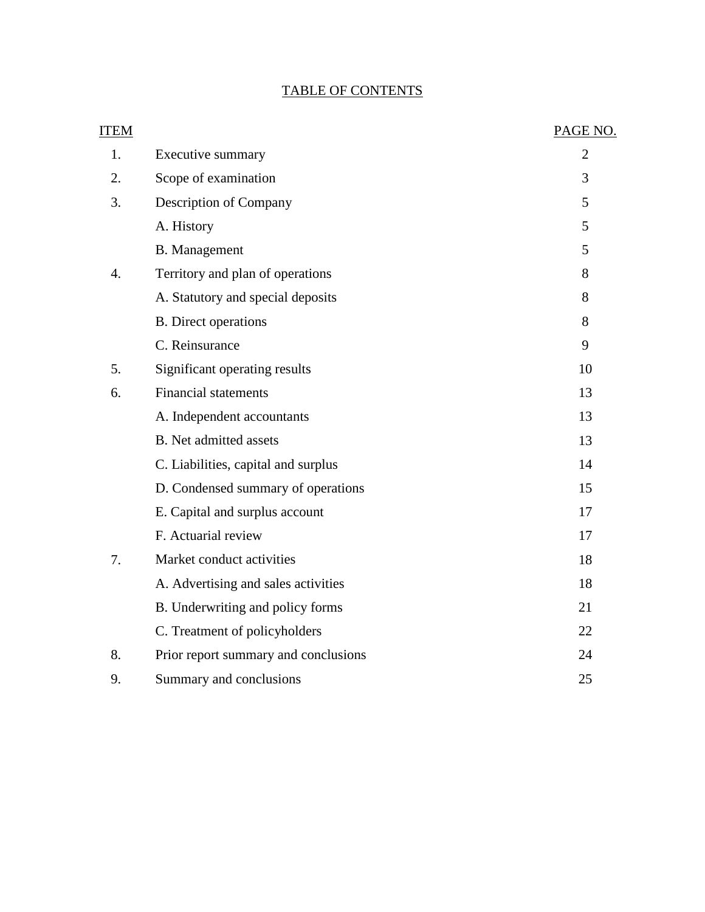# TABLE OF CONTENTS

| ITEM | | PAGE NO. |
|---|---|---|
| 1. | Executive summary | 2 |
| 2. | Scope of examination | 3 |
| 3. | Description of Company | 5 |
| | A. History | 5 |
| | B. Management | 5 |
| 4. | Territory and plan of operations | 8 |
| | A. Statutory and special deposits | 8 |
| | B. Direct operations | 8 |
| | C. Reinsurance | 9 |
| 5. | Significant operating results | 10 |
| 6. | Financial statements | 13 |
| | A. Independent accountants | 13 |
| | B. Net admitted assets | 13 |
| | C. Liabilities, capital and surplus | 14 |
| | D. Condensed summary of operations | 15 |
| | E. Capital and surplus account | 17 |
| | F. Actuarial review | 17 |
| 7. | Market conduct activities | 18 |
| | A. Advertising and sales activities | 18 |
| | B. Underwriting and policy forms | 21 |
| | C. Treatment of policyholders | 22 |
| 8. | Prior report summary and conclusions | 24 |
| 9. | Summary and conclusions | 25 |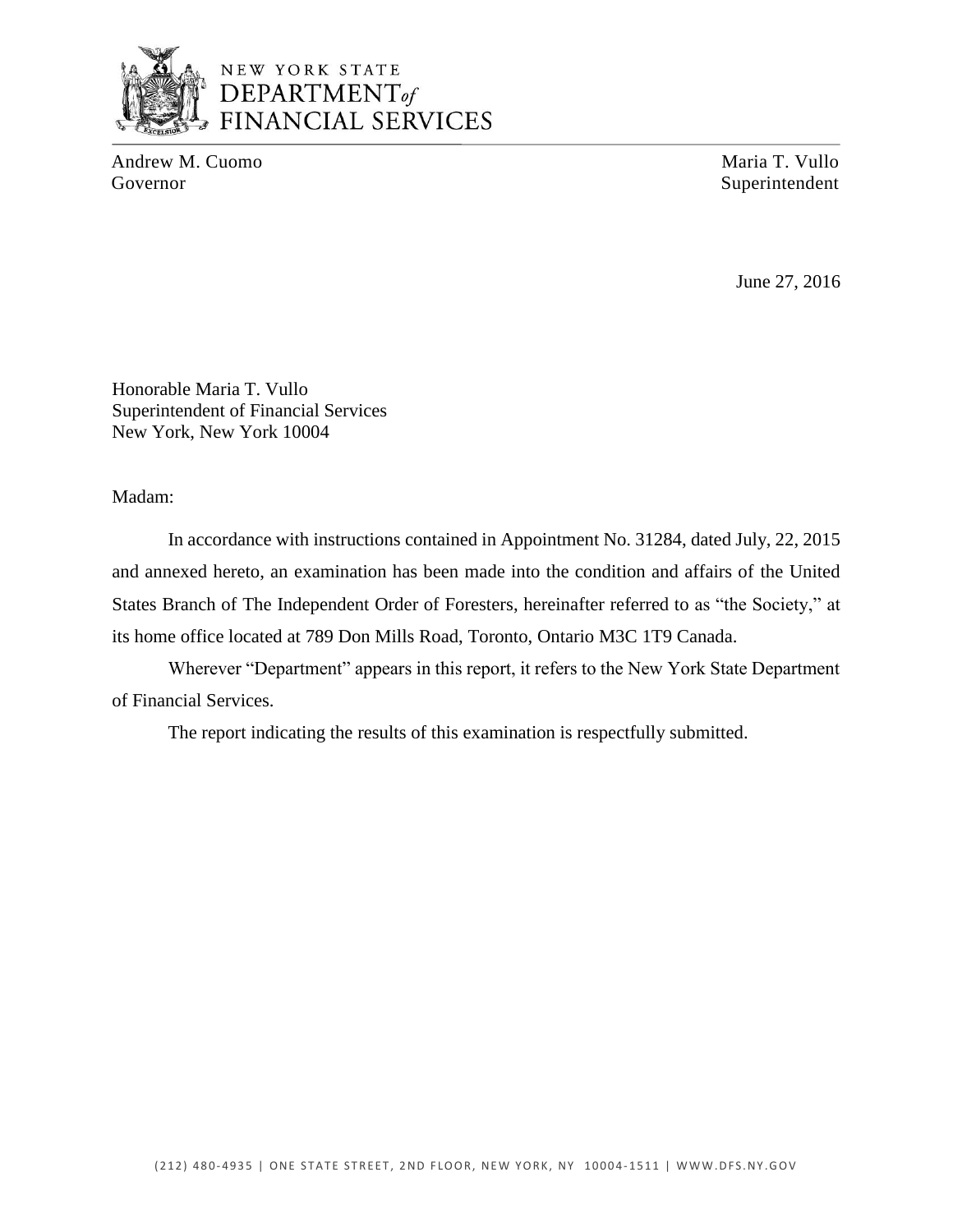NEW YORK STATE
DEPARTMENT of
FINANCIAL SERVICES

Andrew M. Cuomo
Governor

Maria T. Vullo
Superintendent

June 27, 2016

Honorable Maria T. Vullo
Superintendent of Financial Services
New York, New York 10004

Madam:

In accordance with instructions contained in Appointment No. 31284, dated July, 22, 2015 and annexed hereto, an examination has been made into the condition and affairs of the United States Branch of The Independent Order of Foresters, hereinafter referred to as "the Society," at its home office located at 789 Don Mills Road, Toronto, Ontario M3C 1T9 Canada.

Wherever "Department" appears in this report, it refers to the New York State Department of Financial Services.

The report indicating the results of this examination is respectfully submitted.

(212) 480-4935 | ONE STATE STREET, 2ND FLOOR, NEW YORK, NY 10004-1511 | WWW.DFS.NY.GOV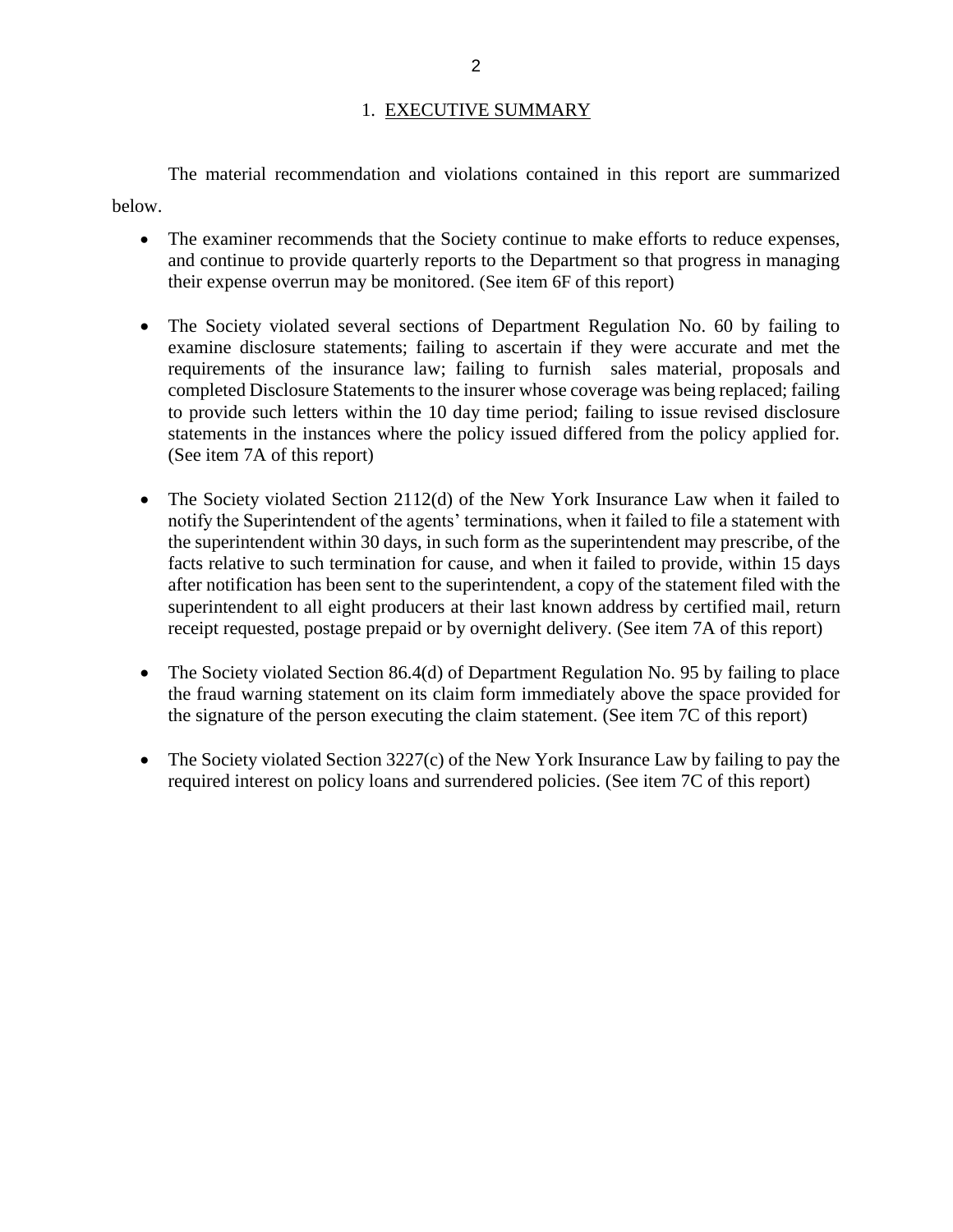## 1. EXECUTIVE SUMMARY

The material recommendation and violations contained in this report are summarized below.

- The examiner recommends that the Society continue to make efforts to reduce expenses, and continue to provide quarterly reports to the Department so that progress in managing their expense overrun may be monitored. (See item 6F of this report)

- The Society violated several sections of Department Regulation No. 60 by failing to examine disclosure statements; failing to ascertain if they were accurate and met the requirements of the insurance law; failing to furnish sales material, proposals and completed Disclosure Statements to the insurer whose coverage was being replaced; failing to provide such letters within the 10 day time period; failing to issue revised disclosure statements in the instances where the policy issued differed from the policy applied for. (See item 7A of this report)

- The Society violated Section 2112(d) of the New York Insurance Law when it failed to notify the Superintendent of the agents' terminations, when it failed to file a statement with the superintendent within 30 days, in such form as the superintendent may prescribe, of the facts relative to such termination for cause, and when it failed to provide, within 15 days after notification has been sent to the superintendent, a copy of the statement filed with the superintendent to all eight producers at their last known address by certified mail, return receipt requested, postage prepaid or by overnight delivery. (See item 7A of this report)

- The Society violated Section 86.4(d) of Department Regulation No. 95 by failing to place the fraud warning statement on its claim form immediately above the space provided for the signature of the person executing the claim statement. (See item 7C of this report)

- The Society violated Section 3227(c) of the New York Insurance Law by failing to pay the required interest on policy loans and surrendered policies. (See item 7C of this report)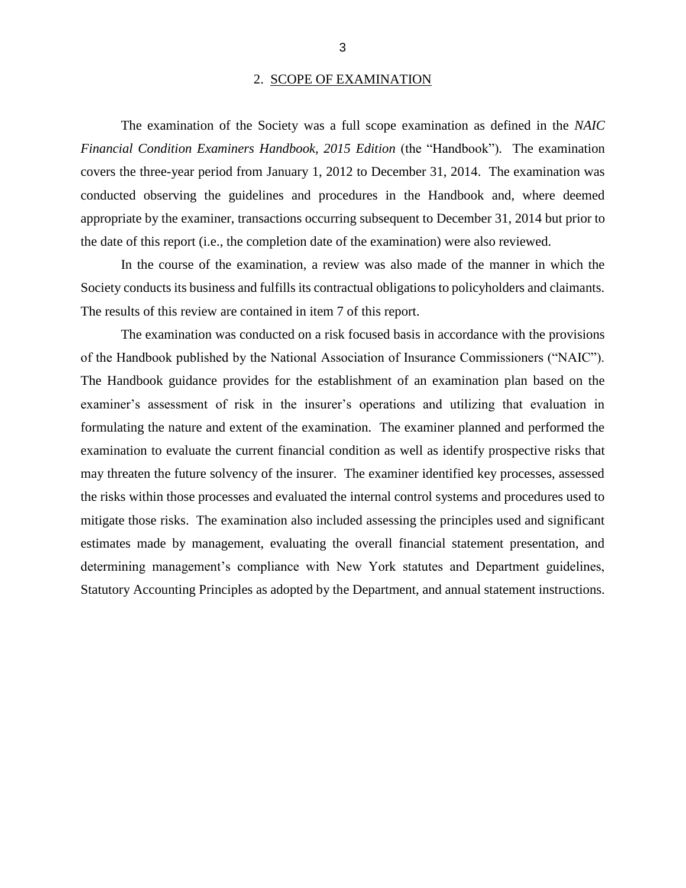## 2. SCOPE OF EXAMINATION

The examination of the Society was a full scope examination as defined in the *NAIC Financial Condition Examiners Handbook, 2015 Edition* (the "Handbook"). The examination covers the three-year period from January 1, 2012 to December 31, 2014. The examination was conducted observing the guidelines and procedures in the Handbook and, where deemed appropriate by the examiner, transactions occurring subsequent to December 31, 2014 but prior to the date of this report (i.e., the completion date of the examination) were also reviewed.

In the course of the examination, a review was also made of the manner in which the Society conducts its business and fulfills its contractual obligations to policyholders and claimants. The results of this review are contained in item 7 of this report.

The examination was conducted on a risk focused basis in accordance with the provisions of the Handbook published by the National Association of Insurance Commissioners ("NAIC"). The Handbook guidance provides for the establishment of an examination plan based on the examiner's assessment of risk in the insurer's operations and utilizing that evaluation in formulating the nature and extent of the examination. The examiner planned and performed the examination to evaluate the current financial condition as well as identify prospective risks that may threaten the future solvency of the insurer. The examiner identified key processes, assessed the risks within those processes and evaluated the internal control systems and procedures used to mitigate those risks. The examination also included assessing the principles used and significant estimates made by management, evaluating the overall financial statement presentation, and determining management's compliance with New York statutes and Department guidelines, Statutory Accounting Principles as adopted by the Department, and annual statement instructions.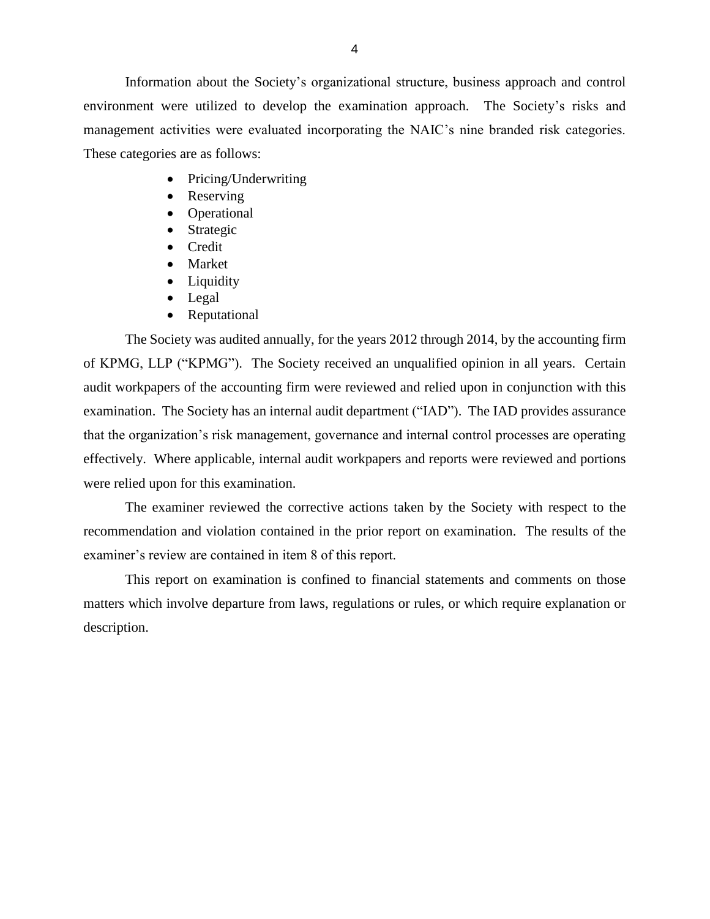Information about the Society's organizational structure, business approach and control environment were utilized to develop the examination approach. The Society's risks and management activities were evaluated incorporating the NAIC's nine branded risk categories. These categories are as follows:

- Pricing/Underwriting
- Reserving
- Operational
- Strategic
- Credit
- Market
- Liquidity
- Legal
- Reputational

The Society was audited annually, for the years 2012 through 2014, by the accounting firm of KPMG, LLP ("KPMG"). The Society received an unqualified opinion in all years. Certain audit workpapers of the accounting firm were reviewed and relied upon in conjunction with this examination. The Society has an internal audit department ("IAD"). The IAD provides assurance that the organization's risk management, governance and internal control processes are operating effectively. Where applicable, internal audit workpapers and reports were reviewed and portions were relied upon for this examination.

The examiner reviewed the corrective actions taken by the Society with respect to the recommendation and violation contained in the prior report on examination. The results of the examiner's review are contained in item 8 of this report.

This report on examination is confined to financial statements and comments on those matters which involve departure from laws, regulations or rules, or which require explanation or description.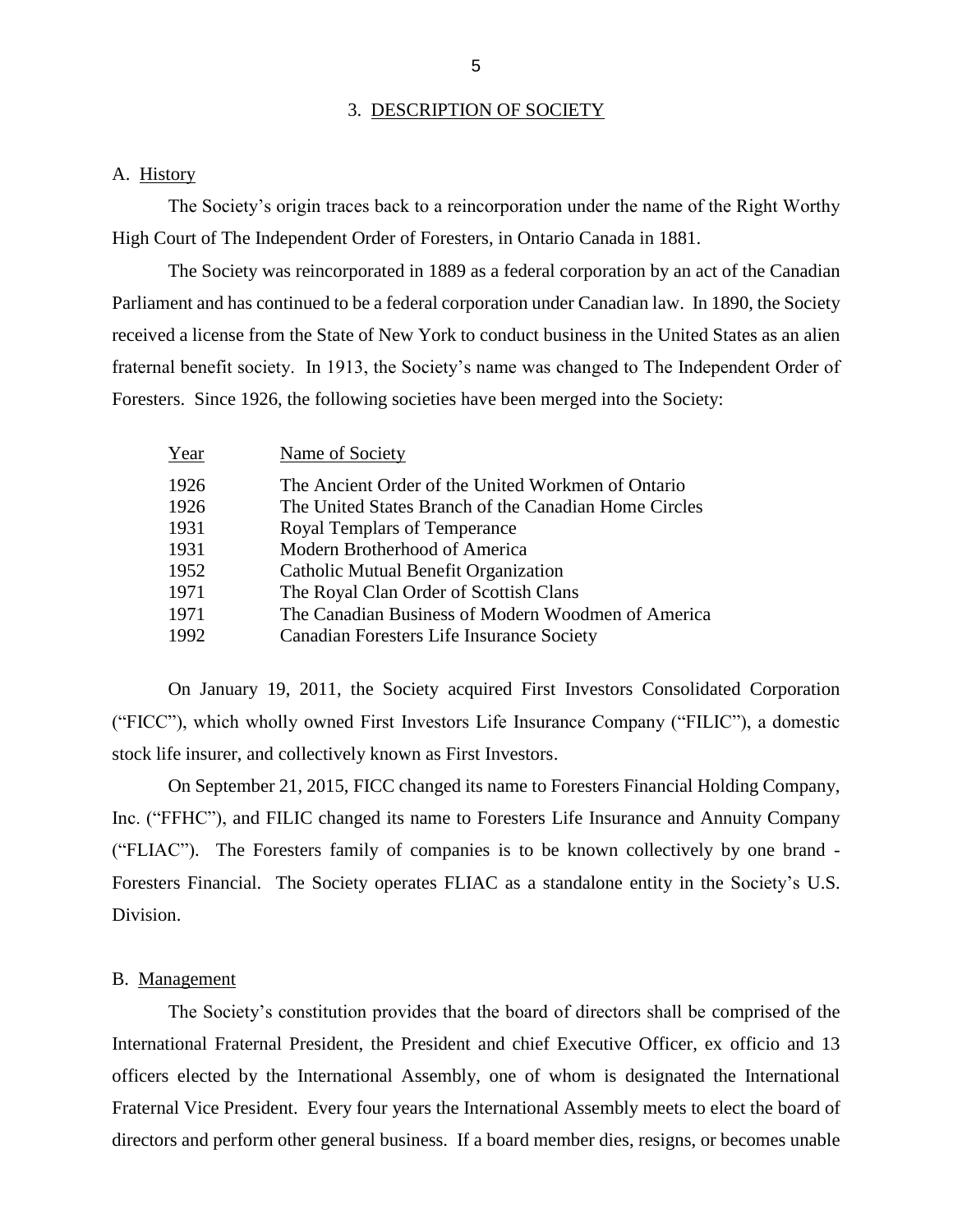## 3. DESCRIPTION OF SOCIETY

### A. History

The Society's origin traces back to a reincorporation under the name of the Right Worthy High Court of The Independent Order of Foresters, in Ontario Canada in 1881.

The Society was reincorporated in 1889 as a federal corporation by an act of the Canadian Parliament and has continued to be a federal corporation under Canadian law. In 1890, the Society received a license from the State of New York to conduct business in the United States as an alien fraternal benefit society. In 1913, the Society's name was changed to The Independent Order of Foresters. Since 1926, the following societies have been merged into the Society:

| Year | Name of Society |
|---|---|
| 1926 | The Ancient Order of the United Workmen of Ontario |
| 1926 | The United States Branch of the Canadian Home Circles |
| 1931 | Royal Templars of Temperance |
| 1931 | Modern Brotherhood of America |
| 1952 | Catholic Mutual Benefit Organization |
| 1971 | The Royal Clan Order of Scottish Clans |
| 1971 | The Canadian Business of Modern Woodmen of America |
| 1992 | Canadian Foresters Life Insurance Society |

On January 19, 2011, the Society acquired First Investors Consolidated Corporation ("FICC"), which wholly owned First Investors Life Insurance Company ("FILIC"), a domestic stock life insurer, and collectively known as First Investors.

On September 21, 2015, FICC changed its name to Foresters Financial Holding Company, Inc. ("FFHC"), and FILIC changed its name to Foresters Life Insurance and Annuity Company ("FLIAC"). The Foresters family of companies is to be known collectively by one brand - Foresters Financial. The Society operates FLIAC as a standalone entity in the Society's U.S. Division.

### B. Management

The Society's constitution provides that the board of directors shall be comprised of the International Fraternal President, the President and chief Executive Officer, ex officio and 13 officers elected by the International Assembly, one of whom is designated the International Fraternal Vice President. Every four years the International Assembly meets to elect the board of directors and perform other general business. If a board member dies, resigns, or becomes unable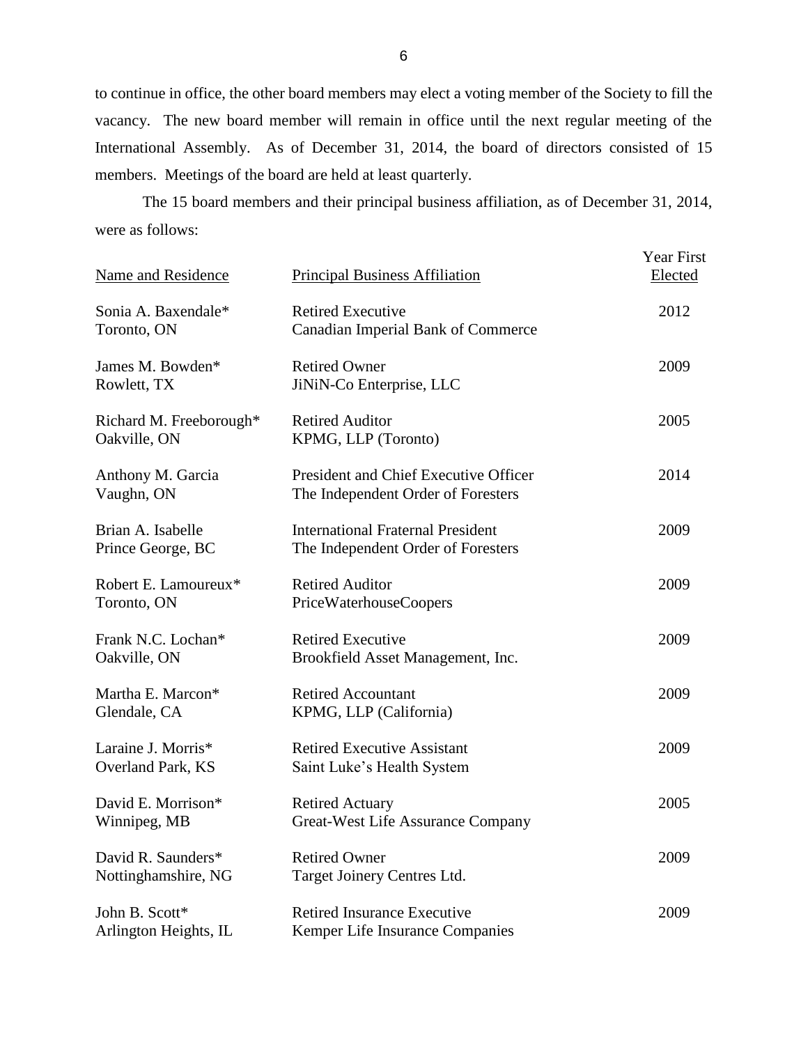to continue in office, the other board members may elect a voting member of the Society to fill the vacancy. The new board member will remain in office until the next regular meeting of the International Assembly. As of December 31, 2014, the board of directors consisted of 15 members. Meetings of the board are held at least quarterly.

The 15 board members and their principal business affiliation, as of December 31, 2014, were as follows:

| Name and Residence | Principal Business Affiliation | Year First Elected |
|---|---|---|
| Sonia A. Baxendale*<br>Toronto, ON | Retired Executive<br>Canadian Imperial Bank of Commerce | 2012 |
| James M. Bowden*<br>Rowlett, TX | Retired Owner<br>JiNiN-Co Enterprise, LLC | 2009 |
| Richard M. Freeborough*<br>Oakville, ON | Retired Auditor<br>KPMG, LLP (Toronto) | 2005 |
| Anthony M. Garcia<br>Vaughn, ON | President and Chief Executive Officer<br>The Independent Order of Foresters | 2014 |
| Brian A. Isabelle<br>Prince George, BC | International Fraternal President<br>The Independent Order of Foresters | 2009 |
| Robert E. Lamoureux*<br>Toronto, ON | Retired Auditor<br>PriceWaterhouseCoopers | 2009 |
| Frank N.C. Lochan*<br>Oakville, ON | Retired Executive<br>Brookfield Asset Management, Inc. | 2009 |
| Martha E. Marcon*<br>Glendale, CA | Retired Accountant<br>KPMG, LLP (California) | 2009 |
| Laraine J. Morris*<br>Overland Park, KS | Retired Executive Assistant<br>Saint Luke's Health System | 2009 |
| David E. Morrison*<br>Winnipeg, MB | Retired Actuary<br>Great-West Life Assurance Company | 2005 |
| David R. Saunders*<br>Nottinghamshire, NG | Retired Owner<br>Target Joinery Centres Ltd. | 2009 |
| John B. Scott*<br>Arlington Heights, IL | Retired Insurance Executive<br>Kemper Life Insurance Companies | 2009 |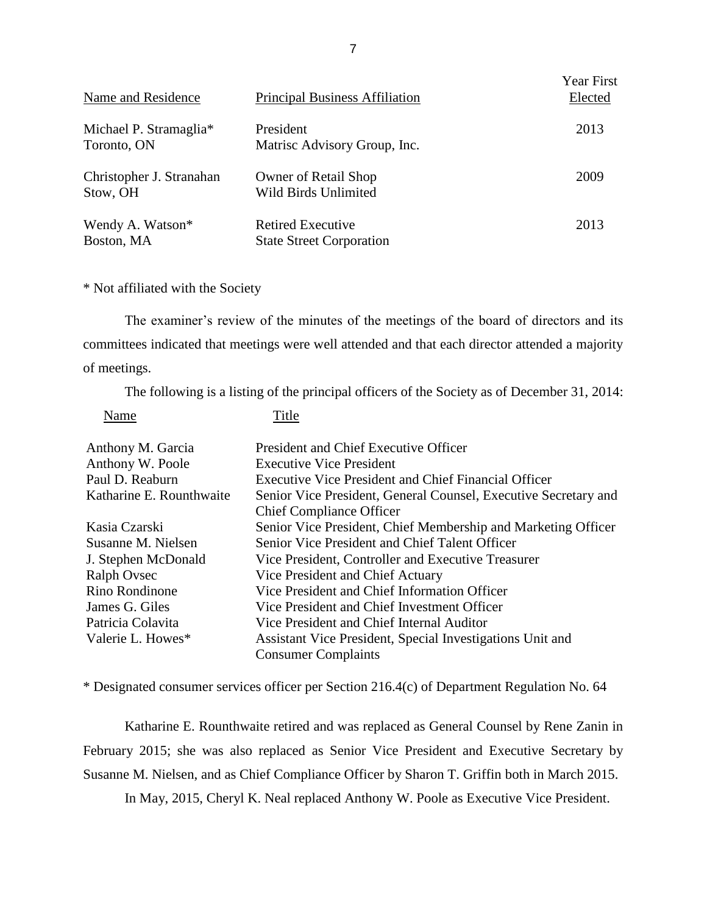| Name and Residence | Principal Business Affiliation | Year First Elected |
|---|---|---|
| Michael P. Stramaglia*<br>Toronto, ON | President<br>Matrisc Advisory Group, Inc. | 2013 |
| Christopher J. Stranahan<br>Stow, OH | Owner of Retail Shop<br>Wild Birds Unlimited | 2009 |
| Wendy A. Watson*<br>Boston, MA | Retired Executive<br>State Street Corporation | 2013 |

* Not affiliated with the Society

The examiner's review of the minutes of the meetings of the board of directors and its committees indicated that meetings were well attended and that each director attended a majority of meetings.

The following is a listing of the principal officers of the Society as of December 31, 2014:

| Name | Title |
|---|---|
| Anthony M. Garcia | President and Chief Executive Officer |
| Anthony W. Poole | Executive Vice President |
| Paul D. Reaburn | Executive Vice President and Chief Financial Officer |
| Katharine E. Rounthwaite | Senior Vice President, General Counsel, Executive Secretary and Chief Compliance Officer |
| Kasia Czarski | Senior Vice President, Chief Membership and Marketing Officer |
| Susanne M. Nielsen | Senior Vice President and Chief Talent Officer |
| J. Stephen McDonald | Vice President, Controller and Executive Treasurer |
| Ralph Ovsec | Vice President and Chief Actuary |
| Rino Rondinone | Vice President and Chief Information Officer |
| James G. Giles | Vice President and Chief Investment Officer |
| Patricia Colavita | Vice President and Chief Internal Auditor |
| Valerie L. Howes* | Assistant Vice President, Special Investigations Unit and Consumer Complaints |

* Designated consumer services officer per Section 216.4(c) of Department Regulation No. 64

Katharine E. Rounthwaite retired and was replaced as General Counsel by Rene Zanin in February 2015; she was also replaced as Senior Vice President and Executive Secretary by Susanne M. Nielsen, and as Chief Compliance Officer by Sharon T. Griffin both in March 2015.

In May, 2015, Cheryl K. Neal replaced Anthony W. Poole as Executive Vice President.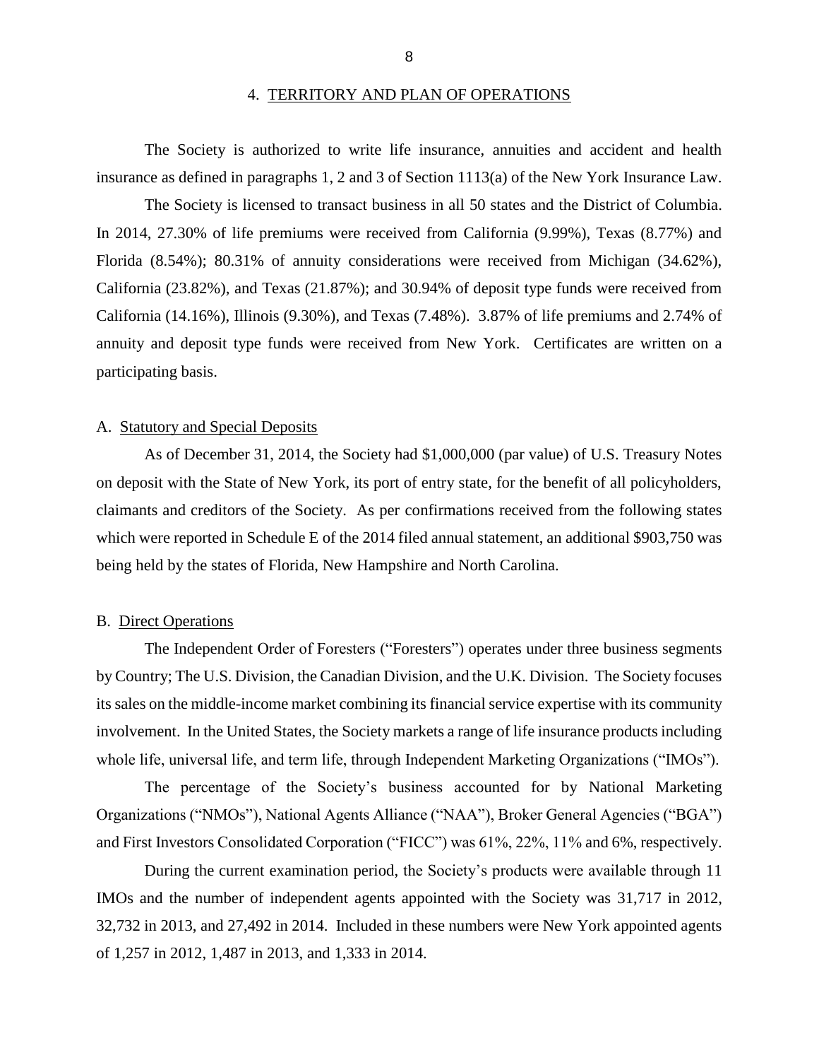## 4. TERRITORY AND PLAN OF OPERATIONS

The Society is authorized to write life insurance, annuities and accident and health insurance as defined in paragraphs 1, 2 and 3 of Section 1113(a) of the New York Insurance Law.

The Society is licensed to transact business in all 50 states and the District of Columbia. In 2014, 27.30% of life premiums were received from California (9.99%), Texas (8.77%) and Florida (8.54%); 80.31% of annuity considerations were received from Michigan (34.62%), California (23.82%), and Texas (21.87%); and 30.94% of deposit type funds were received from California (14.16%), Illinois (9.30%), and Texas (7.48%). 3.87% of life premiums and 2.74% of annuity and deposit type funds were received from New York. Certificates are written on a participating basis.

### A. Statutory and Special Deposits

As of December 31, 2014, the Society had $1,000,000 (par value) of U.S. Treasury Notes on deposit with the State of New York, its port of entry state, for the benefit of all policyholders, claimants and creditors of the Society. As per confirmations received from the following states which were reported in Schedule E of the 2014 filed annual statement, an additional $903,750 was being held by the states of Florida, New Hampshire and North Carolina.

### B. Direct Operations

The Independent Order of Foresters ("Foresters") operates under three business segments by Country; The U.S. Division, the Canadian Division, and the U.K. Division. The Society focuses its sales on the middle-income market combining its financial service expertise with its community involvement. In the United States, the Society markets a range of life insurance products including whole life, universal life, and term life, through Independent Marketing Organizations ("IMOs").

The percentage of the Society's business accounted for by National Marketing Organizations ("NMOs"), National Agents Alliance ("NAA"), Broker General Agencies ("BGA") and First Investors Consolidated Corporation ("FICC") was 61%, 22%, 11% and 6%, respectively.

During the current examination period, the Society's products were available through 11 IMOs and the number of independent agents appointed with the Society was 31,717 in 2012, 32,732 in 2013, and 27,492 in 2014. Included in these numbers were New York appointed agents of 1,257 in 2012, 1,487 in 2013, and 1,333 in 2014.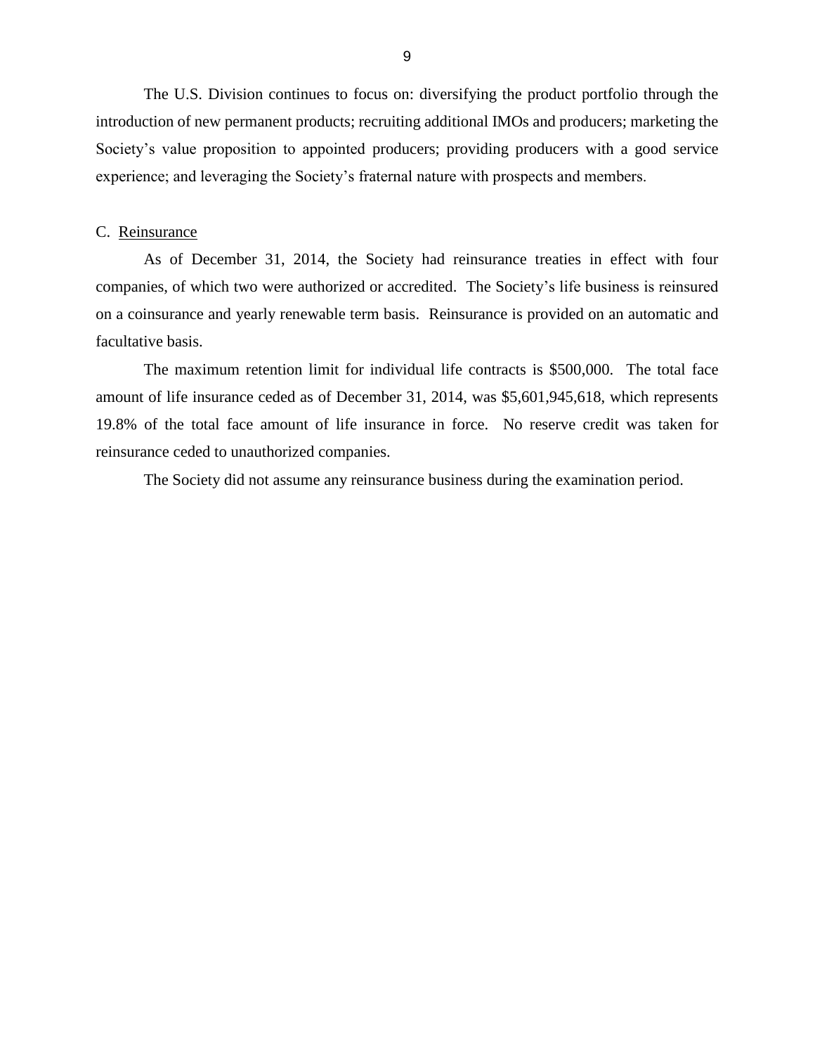The U.S. Division continues to focus on: diversifying the product portfolio through the introduction of new permanent products; recruiting additional IMOs and producers; marketing the Society's value proposition to appointed producers; providing producers with a good service experience; and leveraging the Society's fraternal nature with prospects and members.

C. Reinsurance

As of December 31, 2014, the Society had reinsurance treaties in effect with four companies, of which two were authorized or accredited. The Society's life business is reinsured on a coinsurance and yearly renewable term basis. Reinsurance is provided on an automatic and facultative basis.

The maximum retention limit for individual life contracts is $500,000. The total face amount of life insurance ceded as of December 31, 2014, was $5,601,945,618, which represents 19.8% of the total face amount of life insurance in force. No reserve credit was taken for reinsurance ceded to unauthorized companies.

The Society did not assume any reinsurance business during the examination period.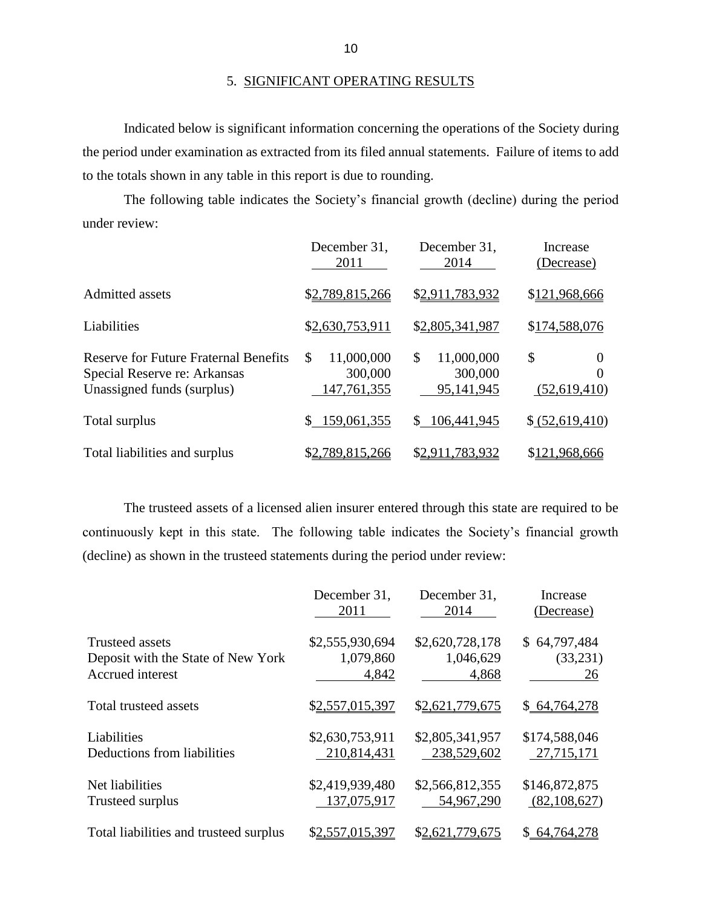## 5. SIGNIFICANT OPERATING RESULTS

Indicated below is significant information concerning the operations of the Society during the period under examination as extracted from its filed annual statements. Failure of items to add to the totals shown in any table in this report is due to rounding.

The following table indicates the Society's financial growth (decline) during the period under review:

| | December 31, 2011 | December 31, 2014 | Increase (Decrease) |
|---|---|---|---|
| Admitted assets | $2,789,815,266 | $2,911,783,932 | $121,968,666 |
| Liabilities | $2,630,753,911 | $2,805,341,987 | $174,588,076 |
| Reserve for Future Fraternal Benefits | $ 11,000,000 | $ 11,000,000 | $ 0 |
| Special Reserve re: Arkansas | 300,000 | 300,000 | 0 |
| Unassigned funds (surplus) | 147,761,355 | 95,141,945 | (52,619,410) |
| Total surplus | $ 159,061,355 | $ 106,441,945 | $ (52,619,410) |
| Total liabilities and surplus | $2,789,815,266 | $2,911,783,932 | $121,968,666 |

The trusteed assets of a licensed alien insurer entered through this state are required to be continuously kept in this state. The following table indicates the Society's financial growth (decline) as shown in the trusteed statements during the period under review:

| | December 31, 2011 | December 31, 2014 | Increase (Decrease) |
|---|---|---|---|
| Trusteed assets | $2,555,930,694 | $2,620,728,178 | $ 64,797,484 |
| Deposit with the State of New York | 1,079,860 | 1,046,629 | (33,231) |
| Accrued interest | 4,842 | 4,868 | 26 |
| Total trusteed assets | $2,557,015,397 | $2,621,779,675 | $ 64,764,278 |
| Liabilities | $2,630,753,911 | $2,805,341,957 | $174,588,046 |
| Deductions from liabilities | 210,814,431 | 238,529,602 | 27,715,171 |
| Net liabilities | $2,419,939,480 | $2,566,812,355 | $146,872,875 |
| Trusteed surplus | 137,075,917 | 54,967,290 | (82,108,627) |
| Total liabilities and trusteed surplus | $2,557,015,397 | $2,621,779,675 | $ 64,764,278 |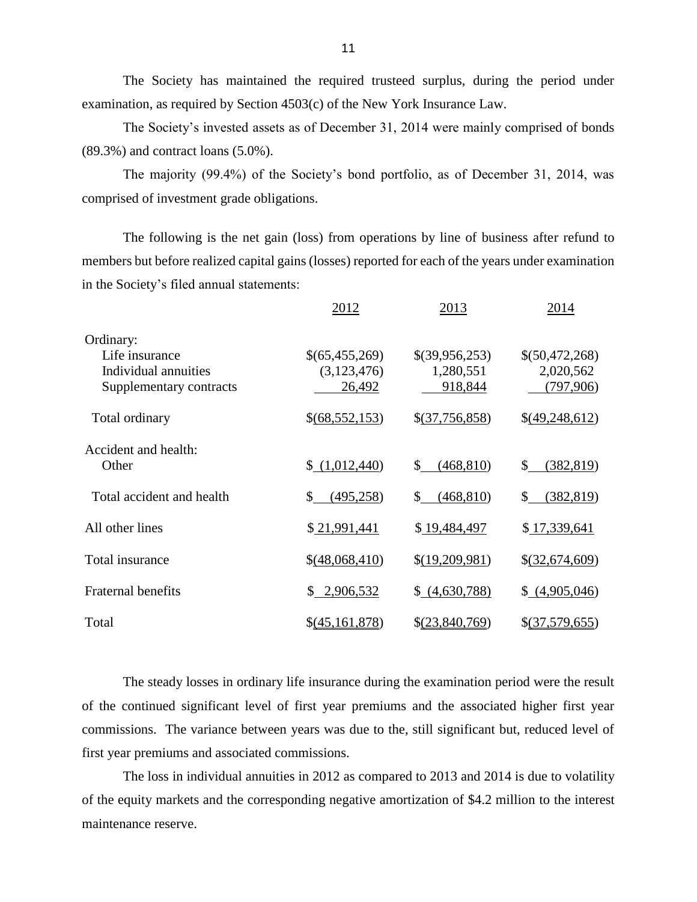The Society has maintained the required trusteed surplus, during the period under examination, as required by Section 4503(c) of the New York Insurance Law.

The Society's invested assets as of December 31, 2014 were mainly comprised of bonds (89.3%) and contract loans (5.0%).

The majority (99.4%) of the Society's bond portfolio, as of December 31, 2014, was comprised of investment grade obligations.

The following is the net gain (loss) from operations by line of business after refund to members but before realized capital gains (losses) reported for each of the years under examination in the Society's filed annual statements:

| | 2012 | 2013 | 2014 |
|---|---|---|---|
| Ordinary: | | | |
| Life insurance | $(65,455,269) | $(39,956,253) | $(50,472,268) |
| Individual annuities | (3,123,476) | 1,280,551 | 2,020,562 |
| Supplementary contracts | 26,492 | 918,844 | (797,906) |
| Total ordinary | $(68,552,153) | $(37,756,858) | $(49,248,612) |
| Accident and health: | | | |
| Other | $ (1,012,440) | $ (468,810) | $ (382,819) |
| Total accident and health | $ (495,258) | $ (468,810) | $ (382,819) |
| All other lines | $ 21,991,441 | $ 19,484,497 | $ 17,339,641 |
| Total insurance | $(48,068,410) | $(19,209,981) | $(32,674,609) |
| Fraternal benefits | $ 2,906,532 | $ (4,630,788) | $ (4,905,046) |
| Total | $(45,161,878) | $(23,840,769) | $(37,579,655) |

The steady losses in ordinary life insurance during the examination period were the result of the continued significant level of first year premiums and the associated higher first year commissions. The variance between years was due to the, still significant but, reduced level of first year premiums and associated commissions.

The loss in individual annuities in 2012 as compared to 2013 and 2014 is due to volatility of the equity markets and the corresponding negative amortization of $4.2 million to the interest maintenance reserve.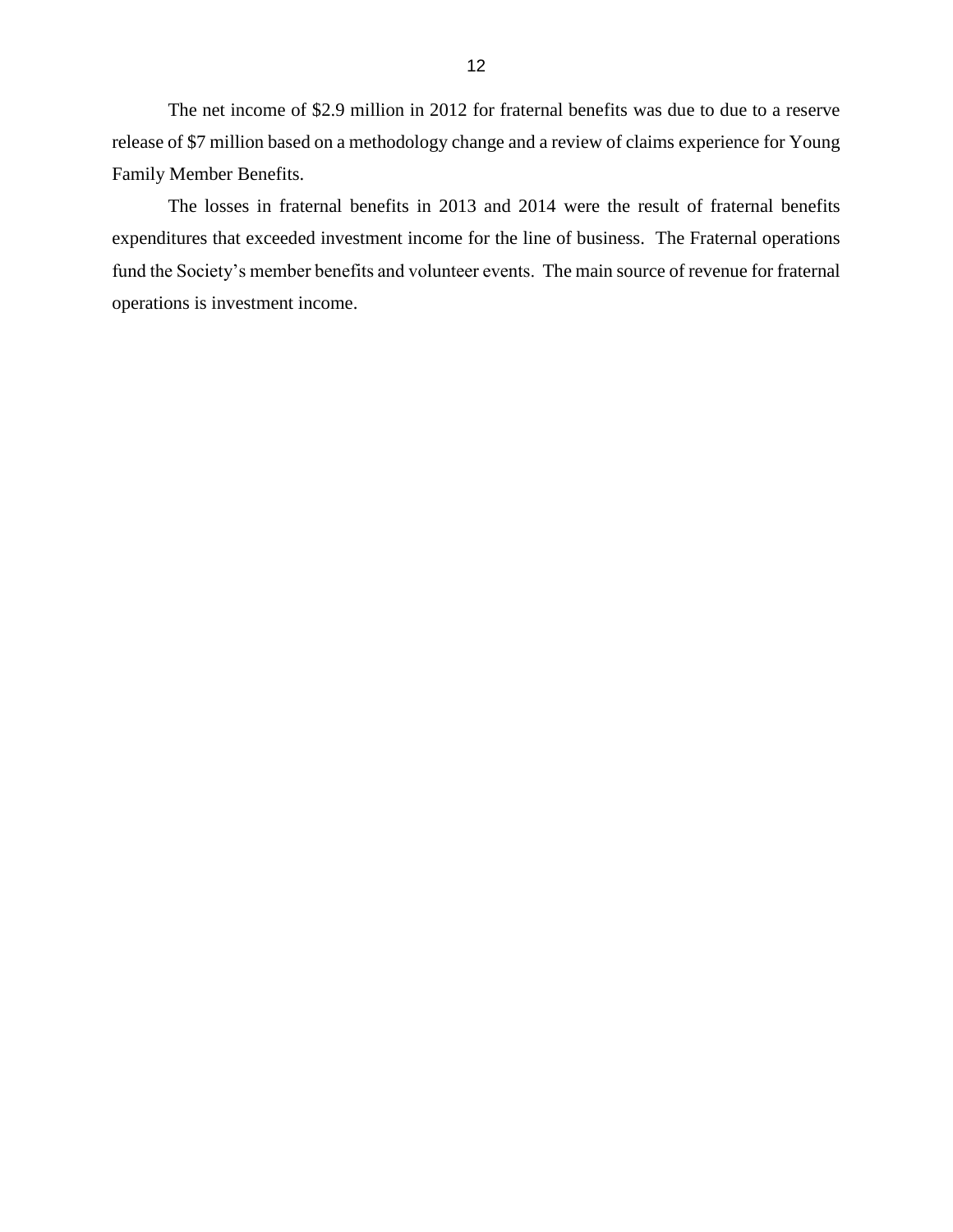The net income of $2.9 million in 2012 for fraternal benefits was due to due to a reserve release of $7 million based on a methodology change and a review of claims experience for Young Family Member Benefits.

The losses in fraternal benefits in 2013 and 2014 were the result of fraternal benefits expenditures that exceeded investment income for the line of business. The Fraternal operations fund the Society's member benefits and volunteer events. The main source of revenue for fraternal operations is investment income.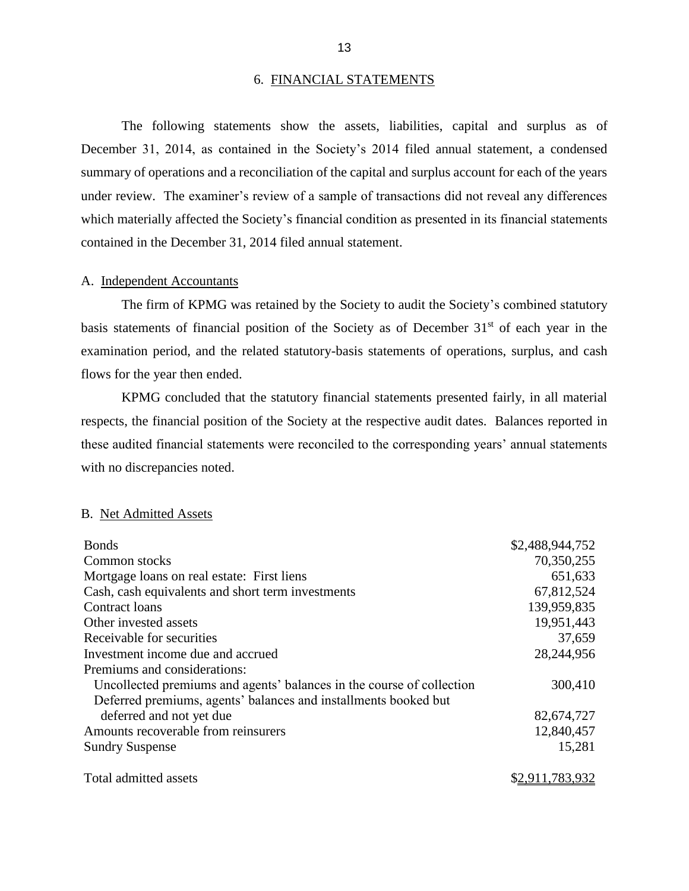## 6. FINANCIAL STATEMENTS

The following statements show the assets, liabilities, capital and surplus as of December 31, 2014, as contained in the Society's 2014 filed annual statement, a condensed summary of operations and a reconciliation of the capital and surplus account for each of the years under review. The examiner's review of a sample of transactions did not reveal any differences which materially affected the Society's financial condition as presented in its financial statements contained in the December 31, 2014 filed annual statement.

### A. Independent Accountants

The firm of KPMG was retained by the Society to audit the Society's combined statutory basis statements of financial position of the Society as of December 31st of each year in the examination period, and the related statutory-basis statements of operations, surplus, and cash flows for the year then ended.

KPMG concluded that the statutory financial statements presented fairly, in all material respects, the financial position of the Society at the respective audit dates. Balances reported in these audited financial statements were reconciled to the corresponding years' annual statements with no discrepancies noted.

### B. Net Admitted Assets

| | |
|---|---:|
| Bonds | $2,488,944,752 |
| Common stocks | 70,350,255 |
| Mortgage loans on real estate: First liens | 651,633 |
| Cash, cash equivalents and short term investments | 67,812,524 |
| Contract loans | 139,959,835 |
| Other invested assets | 19,951,443 |
| Receivable for securities | 37,659 |
| Investment income due and accrued | 28,244,956 |
| Premiums and considerations: | |
| Uncollected premiums and agents' balances in the course of collection | 300,410 |
| Deferred premiums, agents' balances and installments booked but deferred and not yet due | 82,674,727 |
| Amounts recoverable from reinsurers | 12,840,457 |
| Sundry Suspense | 15,281 |
| Total admitted assets | $2,911,783,932 |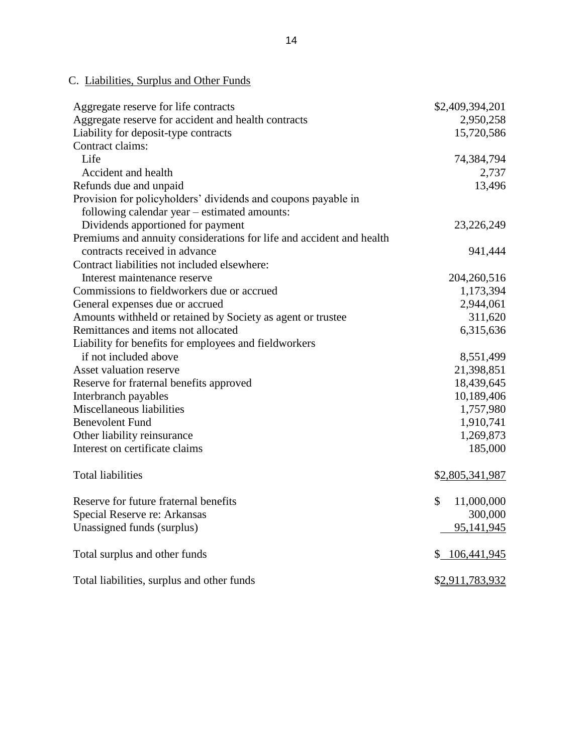### C. Liabilities, Surplus and Other Funds

| | |
|---|---:|
| Aggregate reserve for life contracts | $2,409,394,201 |
| Aggregate reserve for accident and health contracts | 2,950,258 |
| Liability for deposit-type contracts | 15,720,586 |
| Contract claims: | |
| Life | 74,384,794 |
| Accident and health | 2,737 |
| Refunds due and unpaid | 13,496 |
| Provision for policyholders' dividends and coupons payable in following calendar year – estimated amounts: | |
| Dividends apportioned for payment | 23,226,249 |
| Premiums and annuity considerations for life and accident and health contracts received in advance | 941,444 |
| Contract liabilities not included elsewhere: | |
| Interest maintenance reserve | 204,260,516 |
| Commissions to fieldworkers due or accrued | 1,173,394 |
| General expenses due or accrued | 2,944,061 |
| Amounts withheld or retained by Society as agent or trustee | 311,620 |
| Remittances and items not allocated | 6,315,636 |
| Liability for benefits for employees and fieldworkers if not included above | 8,551,499 |
| Asset valuation reserve | 21,398,851 |
| Reserve for fraternal benefits approved | 18,439,645 |
| Interbranch payables | 10,189,406 |
| Miscellaneous liabilities | 1,757,980 |
| Benevolent Fund | 1,910,741 |
| Other liability reinsurance | 1,269,873 |
| Interest on certificate claims | 185,000 |
| | |
| Total liabilities | $2,805,341,987 |
| | |
| Reserve for future fraternal benefits | $ 11,000,000 |
| Special Reserve re: Arkansas | 300,000 |
| Unassigned funds (surplus) | 95,141,945 |
| | |
| Total surplus and other funds | $ 106,441,945 |
| | |
| Total liabilities, surplus and other funds | $2,911,783,932 |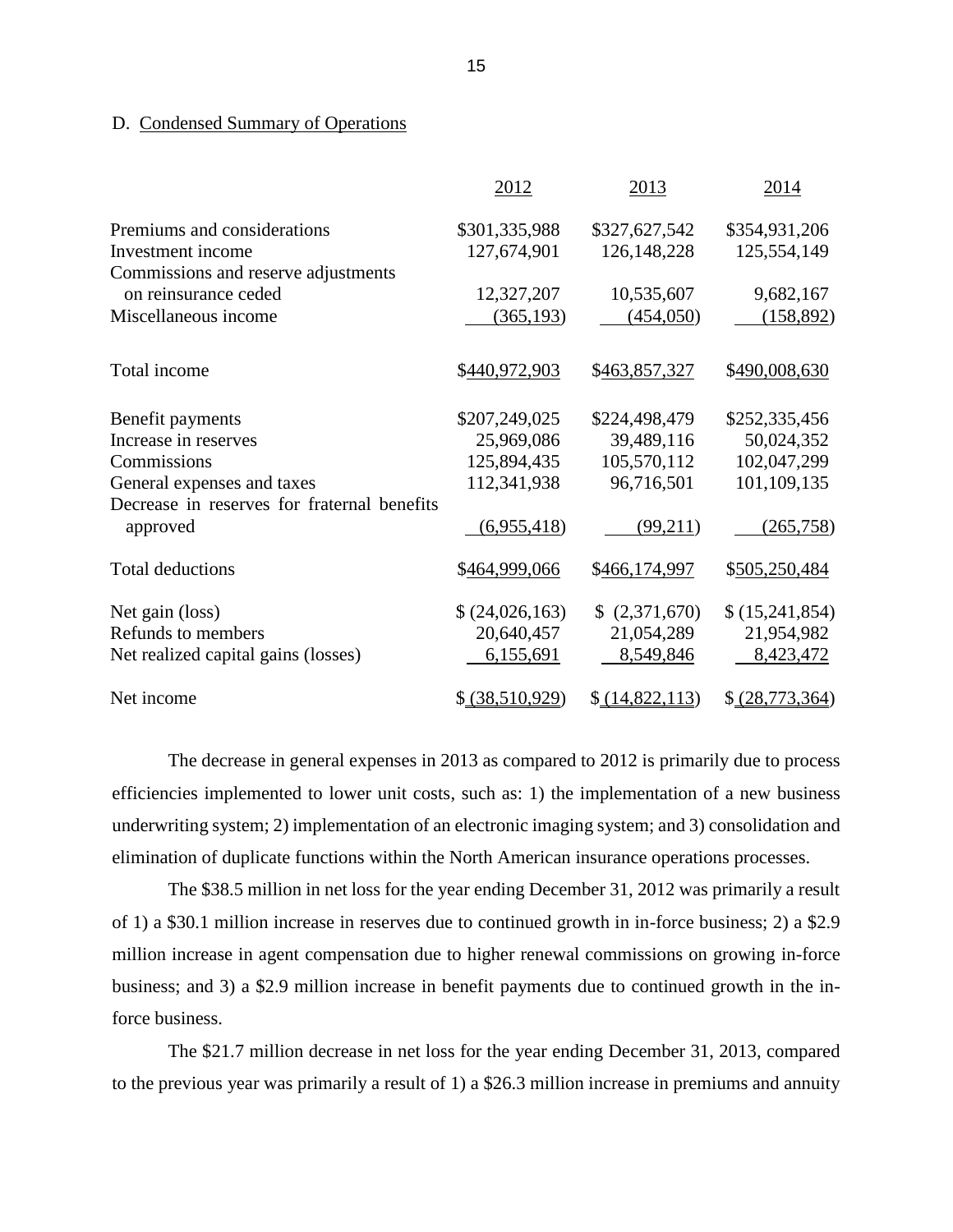D. Condensed Summary of Operations

| | 2012 | 2013 | 2014 |
|---|---|---|---|
| Premiums and considerations | $301,335,988 | $327,627,542 | $354,931,206 |
| Investment income | 127,674,901 | 126,148,228 | 125,554,149 |
| Commissions and reserve adjustments on reinsurance ceded | 12,327,207 | 10,535,607 | 9,682,167 |
| Miscellaneous income | (365,193) | (454,050) | (158,892) |
| Total income | $440,972,903 | $463,857,327 | $490,008,630 |
| Benefit payments | $207,249,025 | $224,498,479 | $252,335,456 |
| Increase in reserves | 25,969,086 | 39,489,116 | 50,024,352 |
| Commissions | 125,894,435 | 105,570,112 | 102,047,299 |
| General expenses and taxes | 112,341,938 | 96,716,501 | 101,109,135 |
| Decrease in reserves for fraternal benefits approved | (6,955,418) | (99,211) | (265,758) |
| Total deductions | $464,999,066 | $466,174,997 | $505,250,484 |
| Net gain (loss) | $ (24,026,163) | $ (2,371,670) | $ (15,241,854) |
| Refunds to members | 20,640,457 | 21,054,289 | 21,954,982 |
| Net realized capital gains (losses) | 6,155,691 | 8,549,846 | 8,423,472 |
| Net income | $ (38,510,929) | $ (14,822,113) | $ (28,773,364) |

The decrease in general expenses in 2013 as compared to 2012 is primarily due to process efficiencies implemented to lower unit costs, such as: 1) the implementation of a new business underwriting system; 2) implementation of an electronic imaging system; and 3) consolidation and elimination of duplicate functions within the North American insurance operations processes.

The $38.5 million in net loss for the year ending December 31, 2012 was primarily a result of 1) a $30.1 million increase in reserves due to continued growth in in-force business; 2) a $2.9 million increase in agent compensation due to higher renewal commissions on growing in-force business; and 3) a $2.9 million increase in benefit payments due to continued growth in the in-force business.

The $21.7 million decrease in net loss for the year ending December 31, 2013, compared to the previous year was primarily a result of 1) a $26.3 million increase in premiums and annuity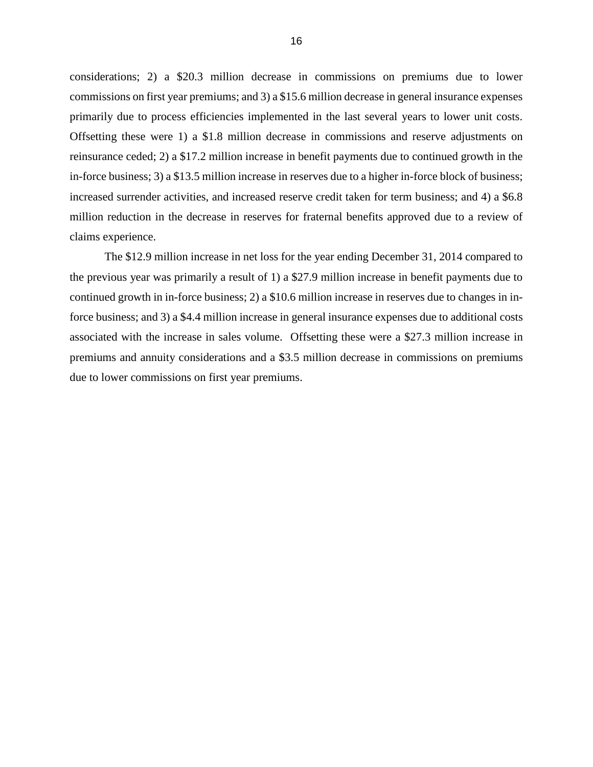considerations; 2) a $20.3 million decrease in commissions on premiums due to lower commissions on first year premiums; and 3) a $15.6 million decrease in general insurance expenses primarily due to process efficiencies implemented in the last several years to lower unit costs. Offsetting these were 1) a $1.8 million decrease in commissions and reserve adjustments on reinsurance ceded; 2) a $17.2 million increase in benefit payments due to continued growth in the in-force business; 3) a $13.5 million increase in reserves due to a higher in-force block of business; increased surrender activities, and increased reserve credit taken for term business; and 4) a $6.8 million reduction in the decrease in reserves for fraternal benefits approved due to a review of claims experience.

The $12.9 million increase in net loss for the year ending December 31, 2014 compared to the previous year was primarily a result of 1) a $27.9 million increase in benefit payments due to continued growth in in-force business; 2) a $10.6 million increase in reserves due to changes in in-force business; and 3) a $4.4 million increase in general insurance expenses due to additional costs associated with the increase in sales volume. Offsetting these were a $27.3 million increase in premiums and annuity considerations and a $3.5 million decrease in commissions on premiums due to lower commissions on first year premiums.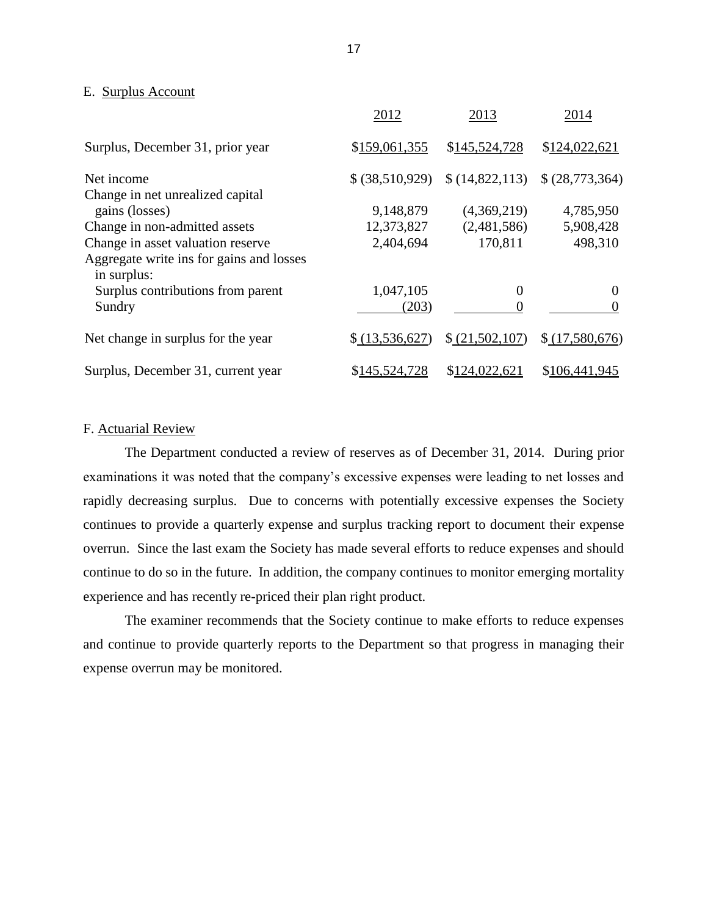## E. Surplus Account

| | 2012 | 2013 | 2014 |
|---|---|---|---|
| Surplus, December 31, prior year | $159,061,355 | $145,524,728 | $124,022,621 |
| Net income | $ (38,510,929) | $ (14,822,113) | $ (28,773,364) |
| Change in net unrealized capital gains (losses) | 9,148,879 | (4,369,219) | 4,785,950 |
| Change in non-admitted assets | 12,373,827 | (2,481,586) | 5,908,428 |
| Change in asset valuation reserve | 2,404,694 | 170,811 | 498,310 |
| Aggregate write ins for gains and losses in surplus: | | | |
| Surplus contributions from parent | 1,047,105 | 0 | 0 |
| Sundry | (203) | 0 | 0 |
| Net change in surplus for the year | $ (13,536,627) | $ (21,502,107) | $ (17,580,676) |
| Surplus, December 31, current year | $145,524,728 | $124,022,621 | $106,441,945 |

## F. Actuarial Review

The Department conducted a review of reserves as of December 31, 2014. During prior examinations it was noted that the company's excessive expenses were leading to net losses and rapidly decreasing surplus. Due to concerns with potentially excessive expenses the Society continues to provide a quarterly expense and surplus tracking report to document their expense overrun. Since the last exam the Society has made several efforts to reduce expenses and should continue to do so in the future. In addition, the company continues to monitor emerging mortality experience and has recently re-priced their plan right product.

The examiner recommends that the Society continue to make efforts to reduce expenses and continue to provide quarterly reports to the Department so that progress in managing their expense overrun may be monitored.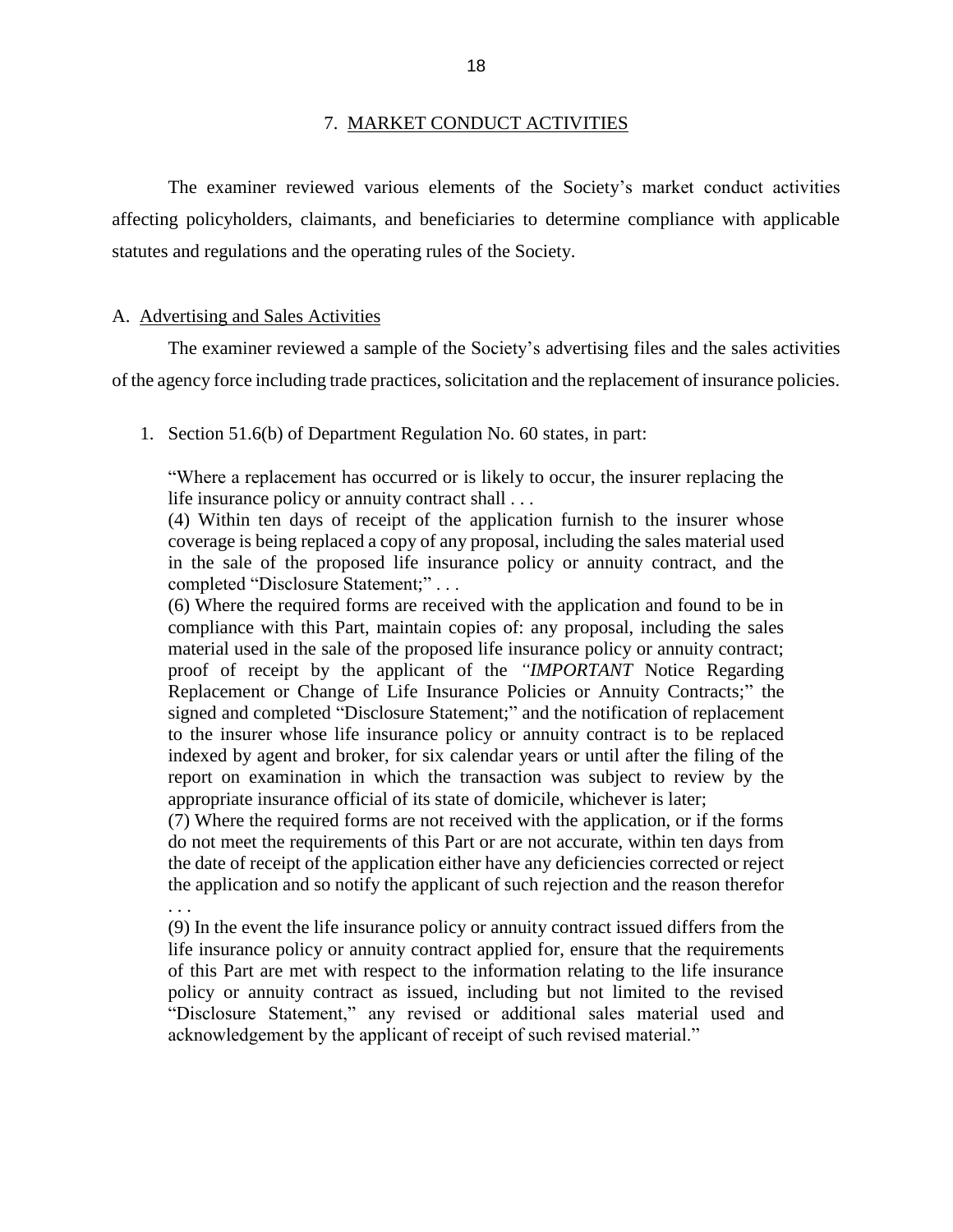## 7. MARKET CONDUCT ACTIVITIES

The examiner reviewed various elements of the Society's market conduct activities affecting policyholders, claimants, and beneficiaries to determine compliance with applicable statutes and regulations and the operating rules of the Society.

### A. Advertising and Sales Activities

The examiner reviewed a sample of the Society's advertising files and the sales activities of the agency force including trade practices, solicitation and the replacement of insurance policies.

1. Section 51.6(b) of Department Regulation No. 60 states, in part:

   "Where a replacement has occurred or is likely to occur, the insurer replacing the life insurance policy or annuity contract shall . . .

   (4) Within ten days of receipt of the application furnish to the insurer whose coverage is being replaced a copy of any proposal, including the sales material used in the sale of the proposed life insurance policy or annuity contract, and the completed "Disclosure Statement;" . . .

   (6) Where the required forms are received with the application and found to be in compliance with this Part, maintain copies of: any proposal, including the sales material used in the sale of the proposed life insurance policy or annuity contract; proof of receipt by the applicant of the *"IMPORTANT* Notice Regarding Replacement or Change of Life Insurance Policies or Annuity Contracts;" the signed and completed "Disclosure Statement;" and the notification of replacement to the insurer whose life insurance policy or annuity contract is to be replaced indexed by agent and broker, for six calendar years or until after the filing of the report on examination in which the transaction was subject to review by the appropriate insurance official of its state of domicile, whichever is later;

   (7) Where the required forms are not received with the application, or if the forms do not meet the requirements of this Part or are not accurate, within ten days from the date of receipt of the application either have any deficiencies corrected or reject the application and so notify the applicant of such rejection and the reason therefor . . .

   (9) In the event the life insurance policy or annuity contract issued differs from the life insurance policy or annuity contract applied for, ensure that the requirements of this Part are met with respect to the information relating to the life insurance policy or annuity contract as issued, including but not limited to the revised "Disclosure Statement," any revised or additional sales material used and acknowledgement by the applicant of receipt of such revised material."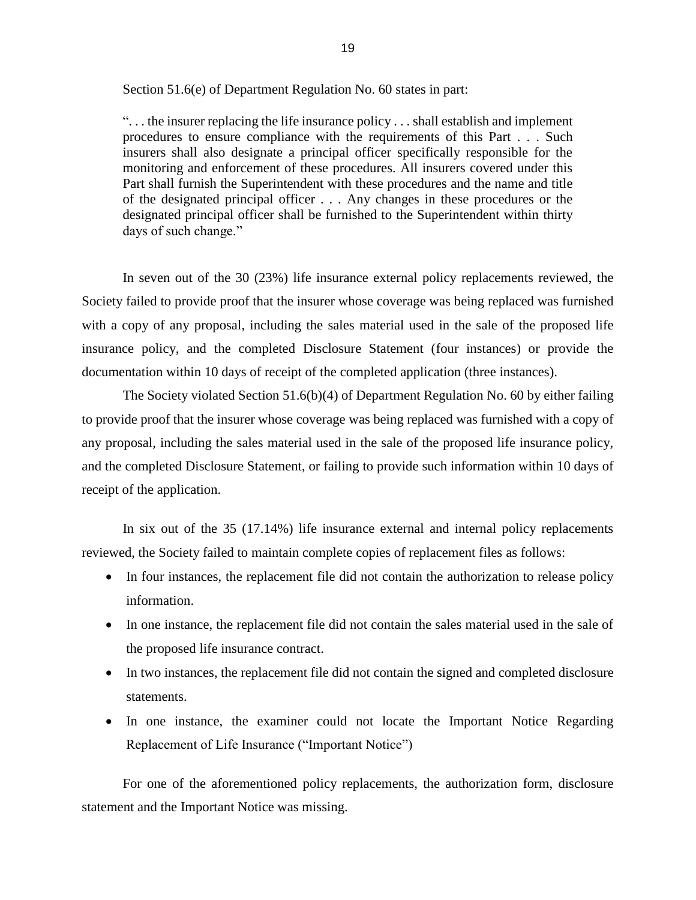Section 51.6(e) of Department Regulation No. 60 states in part:

> ". . . the insurer replacing the life insurance policy . . . shall establish and implement procedures to ensure compliance with the requirements of this Part . . . Such insurers shall also designate a principal officer specifically responsible for the monitoring and enforcement of these procedures. All insurers covered under this Part shall furnish the Superintendent with these procedures and the name and title of the designated principal officer . . . Any changes in these procedures or the designated principal officer shall be furnished to the Superintendent within thirty days of such change."

In seven out of the 30 (23%) life insurance external policy replacements reviewed, the Society failed to provide proof that the insurer whose coverage was being replaced was furnished with a copy of any proposal, including the sales material used in the sale of the proposed life insurance policy, and the completed Disclosure Statement (four instances) or provide the documentation within 10 days of receipt of the completed application (three instances).

The Society violated Section 51.6(b)(4) of Department Regulation No. 60 by either failing to provide proof that the insurer whose coverage was being replaced was furnished with a copy of any proposal, including the sales material used in the sale of the proposed life insurance policy, and the completed Disclosure Statement, or failing to provide such information within 10 days of receipt of the application.

In six out of the 35 (17.14%) life insurance external and internal policy replacements reviewed, the Society failed to maintain complete copies of replacement files as follows:

- In four instances, the replacement file did not contain the authorization to release policy information.
- In one instance, the replacement file did not contain the sales material used in the sale of the proposed life insurance contract.
- In two instances, the replacement file did not contain the signed and completed disclosure statements.
- In one instance, the examiner could not locate the Important Notice Regarding Replacement of Life Insurance ("Important Notice")

For one of the aforementioned policy replacements, the authorization form, disclosure statement and the Important Notice was missing.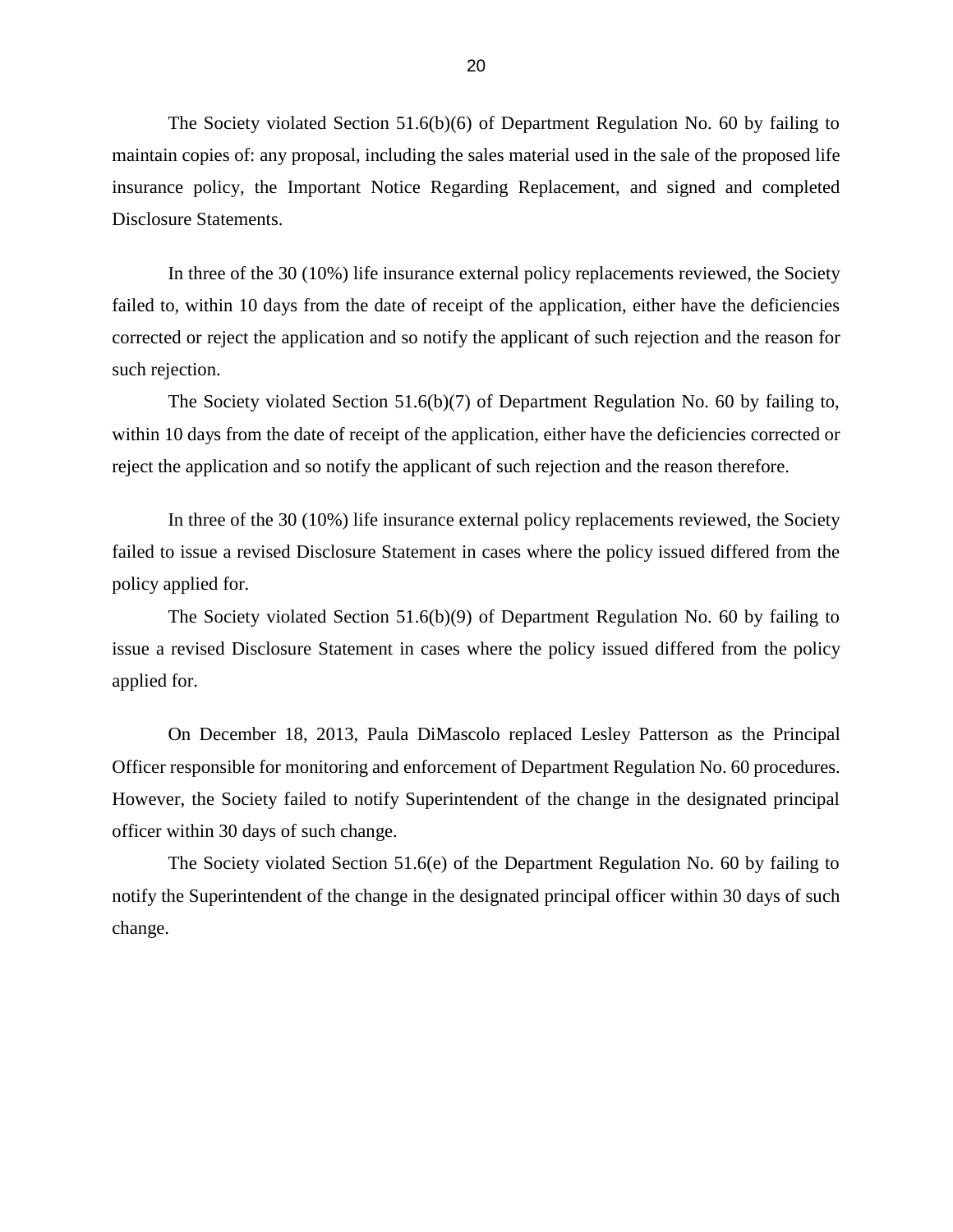The Society violated Section 51.6(b)(6) of Department Regulation No. 60 by failing to maintain copies of: any proposal, including the sales material used in the sale of the proposed life insurance policy, the Important Notice Regarding Replacement, and signed and completed Disclosure Statements.

In three of the 30 (10%) life insurance external policy replacements reviewed, the Society failed to, within 10 days from the date of receipt of the application, either have the deficiencies corrected or reject the application and so notify the applicant of such rejection and the reason for such rejection.

The Society violated Section 51.6(b)(7) of Department Regulation No. 60 by failing to, within 10 days from the date of receipt of the application, either have the deficiencies corrected or reject the application and so notify the applicant of such rejection and the reason therefore.

In three of the 30 (10%) life insurance external policy replacements reviewed, the Society failed to issue a revised Disclosure Statement in cases where the policy issued differed from the policy applied for.

The Society violated Section 51.6(b)(9) of Department Regulation No. 60 by failing to issue a revised Disclosure Statement in cases where the policy issued differed from the policy applied for.

On December 18, 2013, Paula DiMascolo replaced Lesley Patterson as the Principal Officer responsible for monitoring and enforcement of Department Regulation No. 60 procedures. However, the Society failed to notify Superintendent of the change in the designated principal officer within 30 days of such change.

The Society violated Section 51.6(e) of the Department Regulation No. 60 by failing to notify the Superintendent of the change in the designated principal officer within 30 days of such change.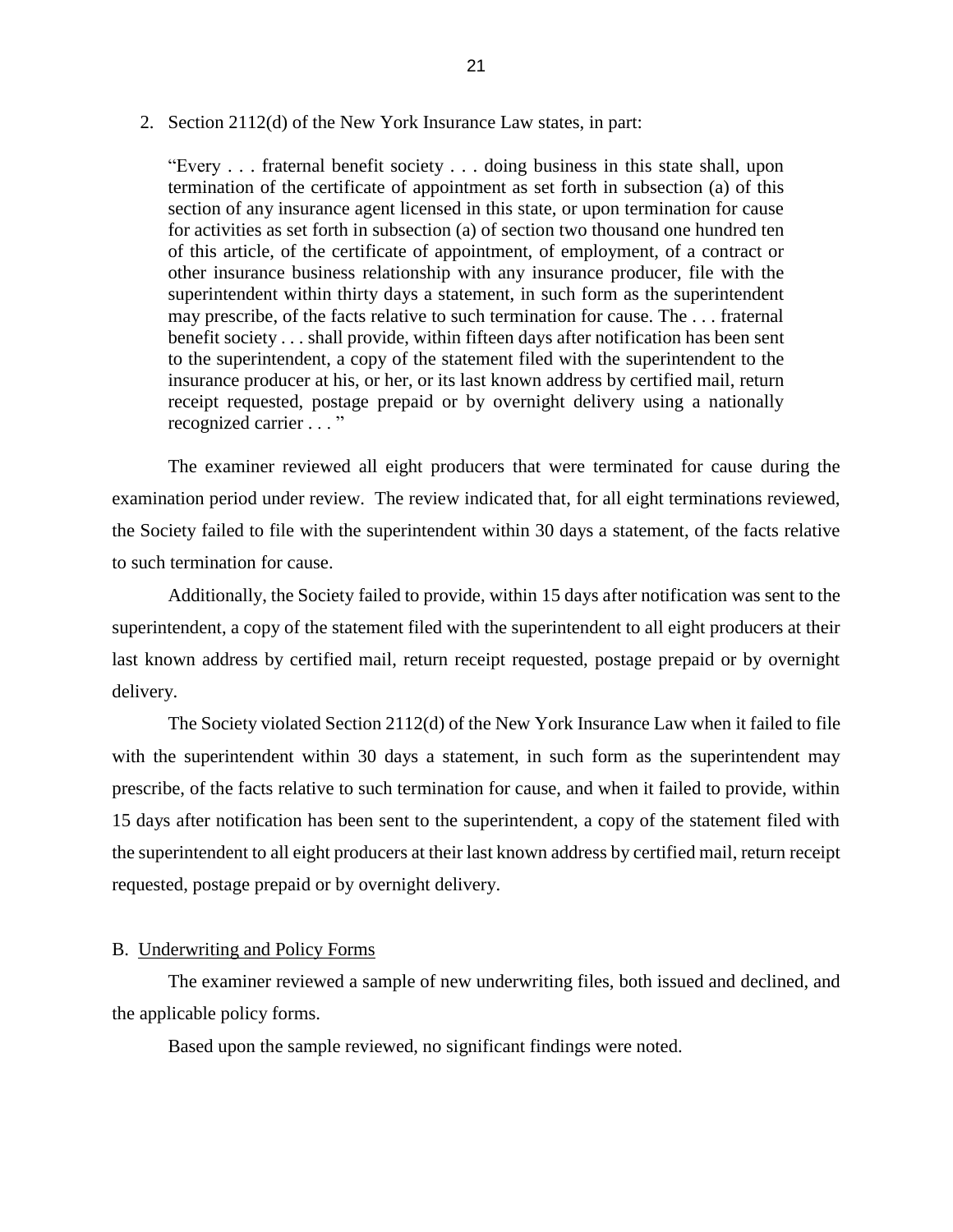2. Section 2112(d) of the New York Insurance Law states, in part:

> "Every . . . fraternal benefit society . . . doing business in this state shall, upon termination of the certificate of appointment as set forth in subsection (a) of this section of any insurance agent licensed in this state, or upon termination for cause for activities as set forth in subsection (a) of section two thousand one hundred ten of this article, of the certificate of appointment, of employment, of a contract or other insurance business relationship with any insurance producer, file with the superintendent within thirty days a statement, in such form as the superintendent may prescribe, of the facts relative to such termination for cause. The . . . fraternal benefit society . . . shall provide, within fifteen days after notification has been sent to the superintendent, a copy of the statement filed with the superintendent to the insurance producer at his, or her, or its last known address by certified mail, return receipt requested, postage prepaid or by overnight delivery using a nationally recognized carrier . . . "

The examiner reviewed all eight producers that were terminated for cause during the examination period under review. The review indicated that, for all eight terminations reviewed, the Society failed to file with the superintendent within 30 days a statement, of the facts relative to such termination for cause.

Additionally, the Society failed to provide, within 15 days after notification was sent to the superintendent, a copy of the statement filed with the superintendent to all eight producers at their last known address by certified mail, return receipt requested, postage prepaid or by overnight delivery.

The Society violated Section 2112(d) of the New York Insurance Law when it failed to file with the superintendent within 30 days a statement, in such form as the superintendent may prescribe, of the facts relative to such termination for cause, and when it failed to provide, within 15 days after notification has been sent to the superintendent, a copy of the statement filed with the superintendent to all eight producers at their last known address by certified mail, return receipt requested, postage prepaid or by overnight delivery.

B. Underwriting and Policy Forms

The examiner reviewed a sample of new underwriting files, both issued and declined, and the applicable policy forms.

Based upon the sample reviewed, no significant findings were noted.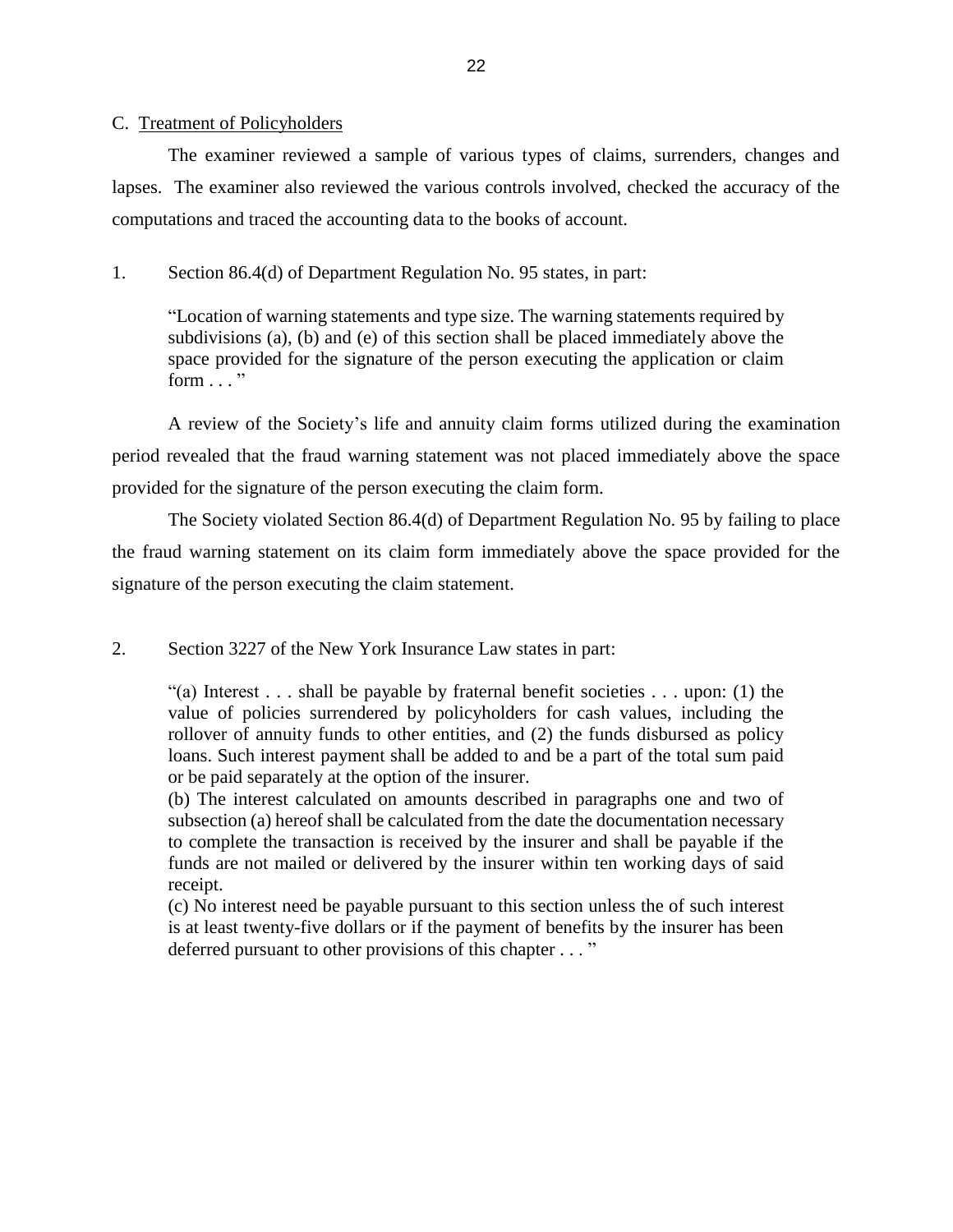C. Treatment of Policyholders

The examiner reviewed a sample of various types of claims, surrenders, changes and lapses. The examiner also reviewed the various controls involved, checked the accuracy of the computations and traced the accounting data to the books of account.

1. Section 86.4(d) of Department Regulation No. 95 states, in part:

> "Location of warning statements and type size. The warning statements required by subdivisions (a), (b) and (e) of this section shall be placed immediately above the space provided for the signature of the person executing the application or claim form . . . "

A review of the Society's life and annuity claim forms utilized during the examination period revealed that the fraud warning statement was not placed immediately above the space provided for the signature of the person executing the claim form.

The Society violated Section 86.4(d) of Department Regulation No. 95 by failing to place the fraud warning statement on its claim form immediately above the space provided for the signature of the person executing the claim statement.

2. Section 3227 of the New York Insurance Law states in part:

> "(a) Interest . . . shall be payable by fraternal benefit societies . . . upon: (1) the value of policies surrendered by policyholders for cash values, including the rollover of annuity funds to other entities, and (2) the funds disbursed as policy loans. Such interest payment shall be added to and be a part of the total sum paid or be paid separately at the option of the insurer.
> (b) The interest calculated on amounts described in paragraphs one and two of subsection (a) hereof shall be calculated from the date the documentation necessary to complete the transaction is received by the insurer and shall be payable if the funds are not mailed or delivered by the insurer within ten working days of said receipt.
> (c) No interest need be payable pursuant to this section unless the of such interest is at least twenty-five dollars or if the payment of benefits by the insurer has been deferred pursuant to other provisions of this chapter . . . "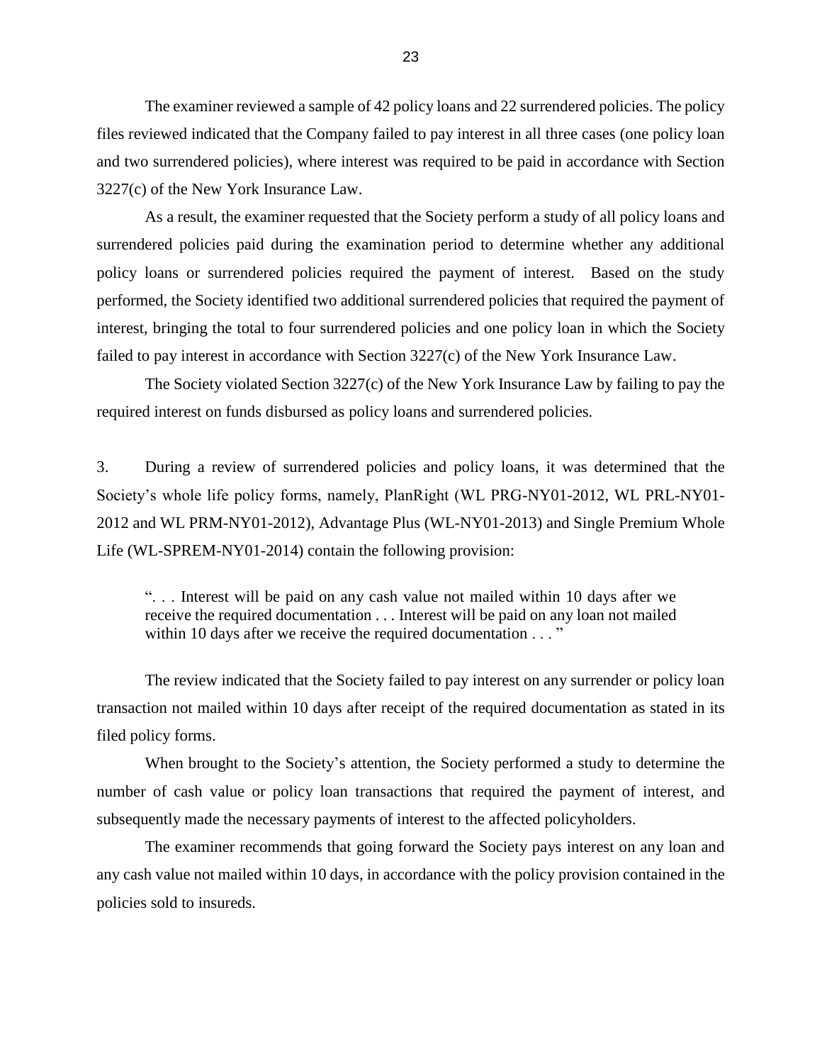The examiner reviewed a sample of 42 policy loans and 22 surrendered policies. The policy files reviewed indicated that the Company failed to pay interest in all three cases (one policy loan and two surrendered policies), where interest was required to be paid in accordance with Section 3227(c) of the New York Insurance Law.

As a result, the examiner requested that the Society perform a study of all policy loans and surrendered policies paid during the examination period to determine whether any additional policy loans or surrendered policies required the payment of interest. Based on the study performed, the Society identified two additional surrendered policies that required the payment of interest, bringing the total to four surrendered policies and one policy loan in which the Society failed to pay interest in accordance with Section 3227(c) of the New York Insurance Law.

The Society violated Section 3227(c) of the New York Insurance Law by failing to pay the required interest on funds disbursed as policy loans and surrendered policies.

3. During a review of surrendered policies and policy loans, it was determined that the Society's whole life policy forms, namely, PlanRight (WL PRG-NY01-2012, WL PRL-NY01-2012 and WL PRM-NY01-2012), Advantage Plus (WL-NY01-2013) and Single Premium Whole Life (WL-SPREM-NY01-2014) contain the following provision:

> ". . . Interest will be paid on any cash value not mailed within 10 days after we receive the required documentation . . . Interest will be paid on any loan not mailed within 10 days after we receive the required documentation . . . "

The review indicated that the Society failed to pay interest on any surrender or policy loan transaction not mailed within 10 days after receipt of the required documentation as stated in its filed policy forms.

When brought to the Society's attention, the Society performed a study to determine the number of cash value or policy loan transactions that required the payment of interest, and subsequently made the necessary payments of interest to the affected policyholders.

The examiner recommends that going forward the Society pays interest on any loan and any cash value not mailed within 10 days, in accordance with the policy provision contained in the policies sold to insureds.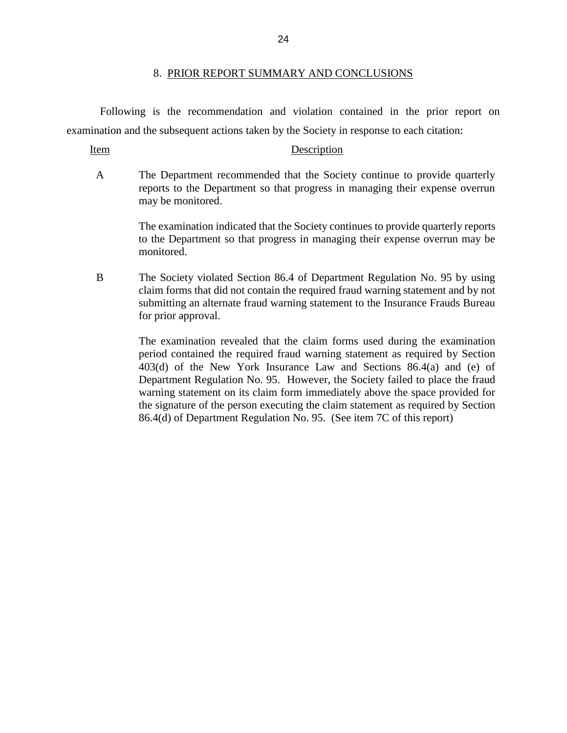## 8. PRIOR REPORT SUMMARY AND CONCLUSIONS

Following is the recommendation and violation contained in the prior report on examination and the subsequent actions taken by the Society in response to each citation:

| Item | Description |
|---|---|
| A | The Department recommended that the Society continue to provide quarterly reports to the Department so that progress in managing their expense overrun may be monitored.<br><br>The examination indicated that the Society continues to provide quarterly reports to the Department so that progress in managing their expense overrun may be monitored. |
| B | The Society violated Section 86.4 of Department Regulation No. 95 by using claim forms that did not contain the required fraud warning statement and by not submitting an alternate fraud warning statement to the Insurance Frauds Bureau for prior approval.<br><br>The examination revealed that the claim forms used during the examination period contained the required fraud warning statement as required by Section 403(d) of the New York Insurance Law and Sections 86.4(a) and (e) of Department Regulation No. 95. However, the Society failed to place the fraud warning statement on its claim form immediately above the space provided for the signature of the person executing the claim statement as required by Section 86.4(d) of Department Regulation No. 95. (See item 7C of this report) |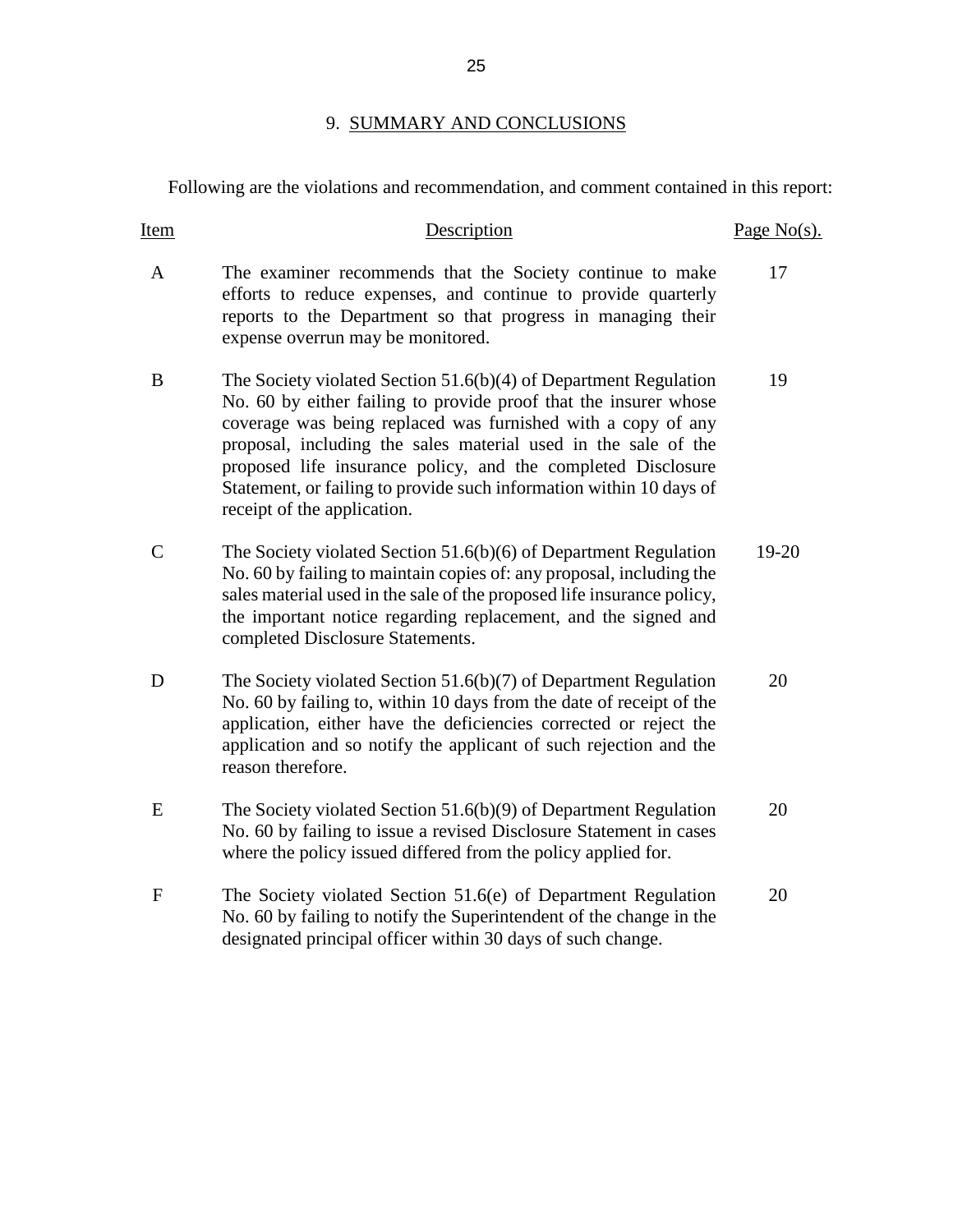## 9. SUMMARY AND CONCLUSIONS

Following are the violations and recommendation, and comment contained in this report:

| Item | Description | Page No(s). |
| --- | --- | --- |
| A | The examiner recommends that the Society continue to make efforts to reduce expenses, and continue to provide quarterly reports to the Department so that progress in managing their expense overrun may be monitored. | 17 |
| B | The Society violated Section 51.6(b)(4) of Department Regulation No. 60 by either failing to provide proof that the insurer whose coverage was being replaced was furnished with a copy of any proposal, including the sales material used in the sale of the proposed life insurance policy, and the completed Disclosure Statement, or failing to provide such information within 10 days of receipt of the application. | 19 |
| C | The Society violated Section 51.6(b)(6) of Department Regulation No. 60 by failing to maintain copies of: any proposal, including the sales material used in the sale of the proposed life insurance policy, the important notice regarding replacement, and the signed and completed Disclosure Statements. | 19-20 |
| D | The Society violated Section 51.6(b)(7) of Department Regulation No. 60 by failing to, within 10 days from the date of receipt of the application, either have the deficiencies corrected or reject the application and so notify the applicant of such rejection and the reason therefore. | 20 |
| E | The Society violated Section 51.6(b)(9) of Department Regulation No. 60 by failing to issue a revised Disclosure Statement in cases where the policy issued differed from the policy applied for. | 20 |
| F | The Society violated Section 51.6(e) of Department Regulation No. 60 by failing to notify the Superintendent of the change in the designated principal officer within 30 days of such change. | 20 |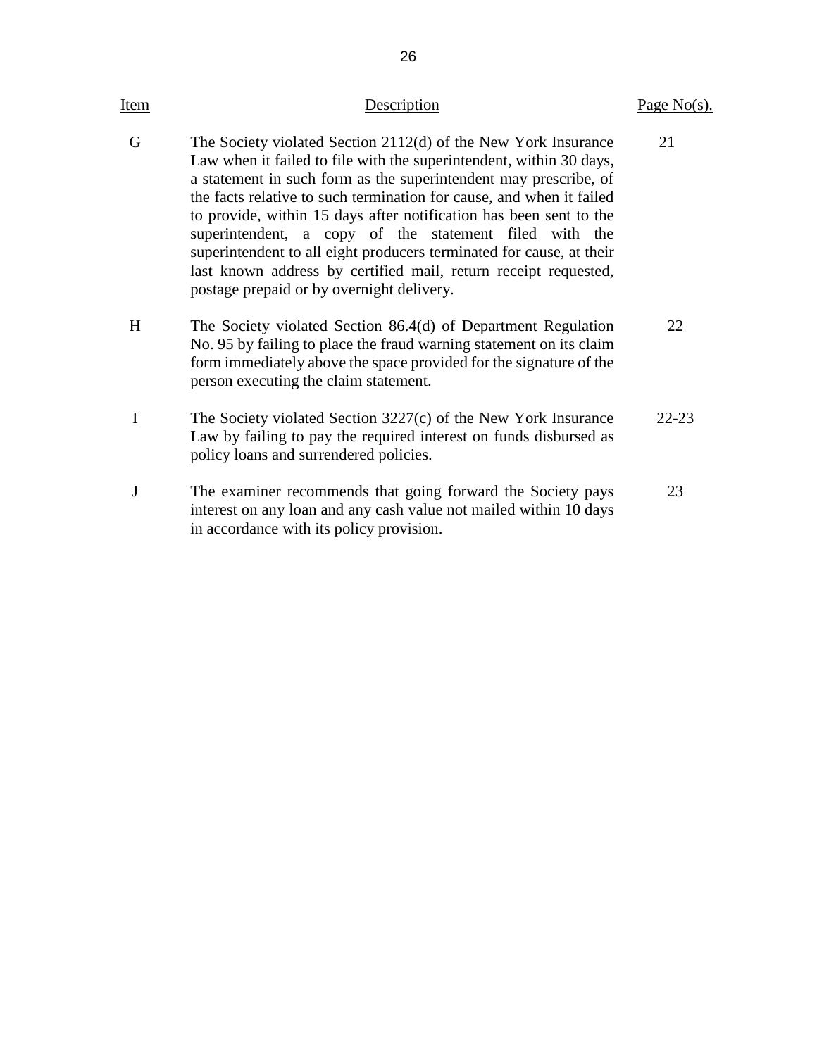| Item | Description | Page No(s). |
|---|---|---|
| G | The Society violated Section 2112(d) of the New York Insurance Law when it failed to file with the superintendent, within 30 days, a statement in such form as the superintendent may prescribe, of the facts relative to such termination for cause, and when it failed to provide, within 15 days after notification has been sent to the superintendent, a copy of the statement filed with the superintendent to all eight producers terminated for cause, at their last known address by certified mail, return receipt requested, postage prepaid or by overnight delivery. | 21 |
| H | The Society violated Section 86.4(d) of Department Regulation No. 95 by failing to place the fraud warning statement on its claim form immediately above the space provided for the signature of the person executing the claim statement. | 22 |
| I | The Society violated Section 3227(c) of the New York Insurance Law by failing to pay the required interest on funds disbursed as policy loans and surrendered policies. | 22-23 |
| J | The examiner recommends that going forward the Society pays interest on any loan and any cash value not mailed within 10 days in accordance with its policy provision. | 23 |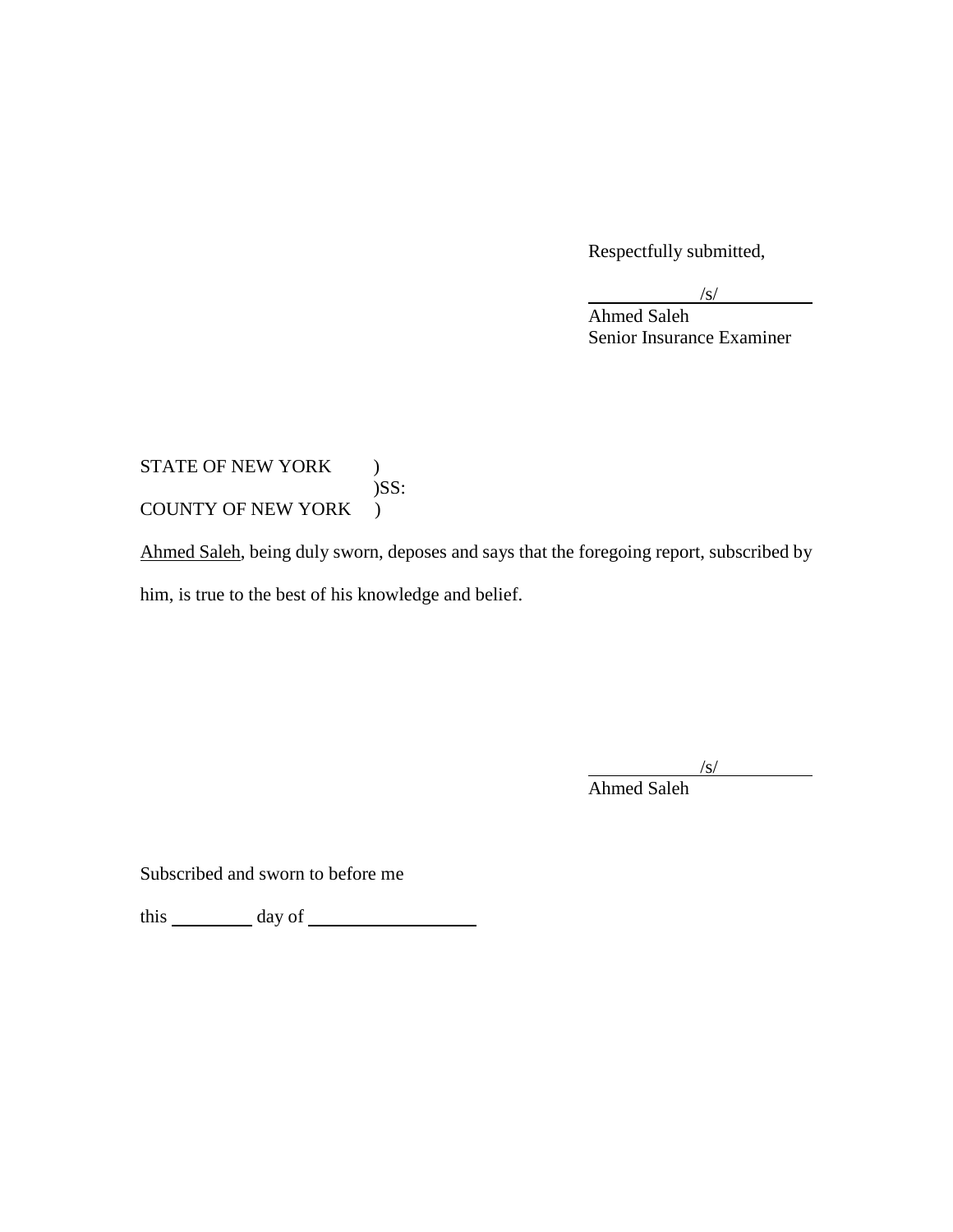Respectfully submitted,

/s/
Ahmed Saleh
Senior Insurance Examiner

STATE OF NEW YORK )
)SS:
COUNTY OF NEW YORK )

Ahmed Saleh, being duly sworn, deposes and says that the foregoing report, subscribed by him, is true to the best of his knowledge and belief.

/s/
Ahmed Saleh

Subscribed and sworn to before me

this __________ day of ____________________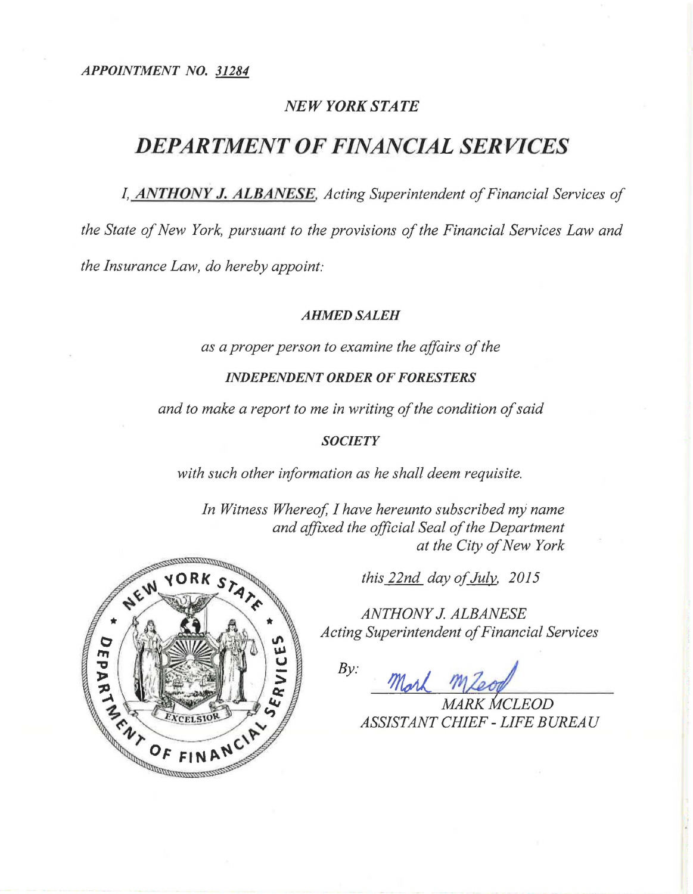*APPOINTMENT NO. 31284*

*NEW YORK STATE*

# *DEPARTMENT OF FINANCIAL SERVICES*

*I, ANTHONY J. ALBANESE, Acting Superintendent of Financial Services of the State of New York, pursuant to the provisions of the Financial Services Law and the Insurance Law, do hereby appoint:*

***AHMED SALEH***

*as a proper person to examine the affairs of the*

***INDEPENDENT ORDER OF FORESTERS***

*and to make a report to me in writing of the condition of said*

***SOCIETY***

*with such other information as he shall deem requisite.*

*In Witness Whereof, I have hereunto subscribed my name and affixed the official Seal of the Department at the City of New York*

*this 22nd day of July, 2015*

*ANTHONY J. ALBANESE*
*Acting Superintendent of Financial Services*

*By:* Mark McLeod

*MARK MCLEOD*
*ASSISTANT CHIEF - LIFE BUREAU*